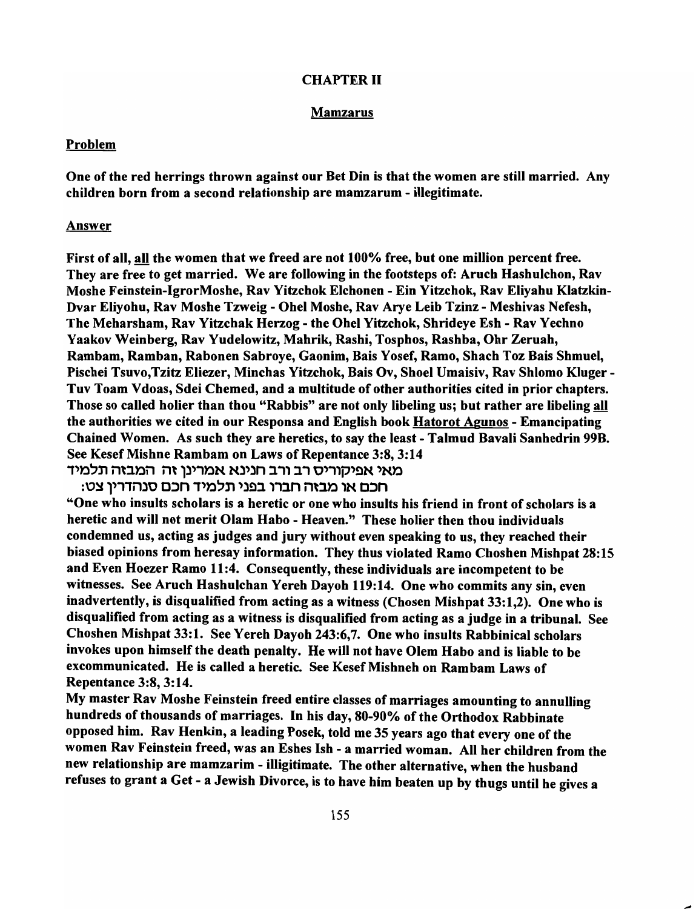## CHAPTER II

### Mamzarus

**Problem**

**One of the red herrings thrown against our Bet Din is that the women are still married. Any children born from a second relationship are mamzarum - illegitimate.**

**Answer**

**First of all, all the women that we freed are not 100% free, but one million percent free. They are free to get married. We are following in the footsteps of: Aruch Hashulchon, Rav Moshe Feinstein-IgrorMoshe, Rav Yitzchok Elchonen - Ein Yitzchok, Rav Eliyahu Klatzkin-Dvar Eliyohu, Rav Moshe Tzweig - Ohel Moshe, Rav Arye Leib Tzinz - Meshivas Nefesh, The Meharsham, Rav Yitzchak Herzog - the Ohel Yitzchok, Shrideye Esh - Rav Yechno Yaakov Weinberg, Rav Yudelowitz, Mahrik, Rashi, Tosphos, Rashba, Ohr Zeruah, Rambam, Ramban, Rabonen Sabroye, Gaonim, Bais Yosef, Ramo, Shach Toz Bais Shmuel, Pischei Tsuvo,Tzitz Eliezer, Minchas Yitzchok, Bais Ov, Shoel Umaisiv, Rav Shlomo Kluger - Tuv Toam Vdoas, Sdei Chemed, and a multitude of other authorities cited in prior chapters. Those so called holier than thou "Rabbis" are not only libeling us; but rather are libeling all the authorities we cited in our Responsa and English book Hatorot Agunos - Emancipating Chained Women. As such they are heretics, to say the least - Talmud Bavali Sanhedrin 99B. See Kesef Mishne Rambam on Laws of Repentance 3:8, 3:14**

**מאי אפיקורוס רב ורב חנינא אמרינן זה המבזה תלמיד חכם או מבזה חברו בפני תלמיד חכם סנהדרין צט:**

**"One who insults scholars is a heretic or one who insults his friend in front of scholars is a heretic and will not merit Olam Habo - Heaven." These holier then thou individuals condemned us, acting as judges and jury without even speaking to us, they reached their biased opinions from heresay information. They thus violated Ramo Choshen Mishpat 28:15 and Even Hoezer Ramo 11:4. Consequently, these individuals are incompetent to be witnesses. See Aruch Hashulchan Yereh Dayoh 119:14. One who commits any sin, even inadvertently, is disqualified from acting as a witness (Chosen Mishpat 33:1,2). One who is disqualified from acting as a witness is disqualified from acting as a judge in a tribunal. See Choshen Mishpat 33:1. See Yereh Dayoh 243:6,7. One who insults Rabbinical scholars invokes upon himself the death penalty. He will not have Olem Habo and is liable to be excommunicated. He is called a heretic. See Kesef Mishneh on Rambam Laws of Repentance 3:8, 3:14.**

**My master Rav Moshe Feinstein freed entire classes of marriages amounting to annulling hundreds of thousands of marriages. In his day, 80-90% of the Orthodox Rabbinate opposed him. Rav Henkin, a leading Posek, told me 35 years ago that every one of the women Rav Feinstein freed, was an Eshes Ish - a married woman. All her children from the new relationship are mamzarim - illigitimate. The other alternative, when the husband refuses to grant a Get - a Jewish Divorce, is to have him beaten up by thugs until he gives a**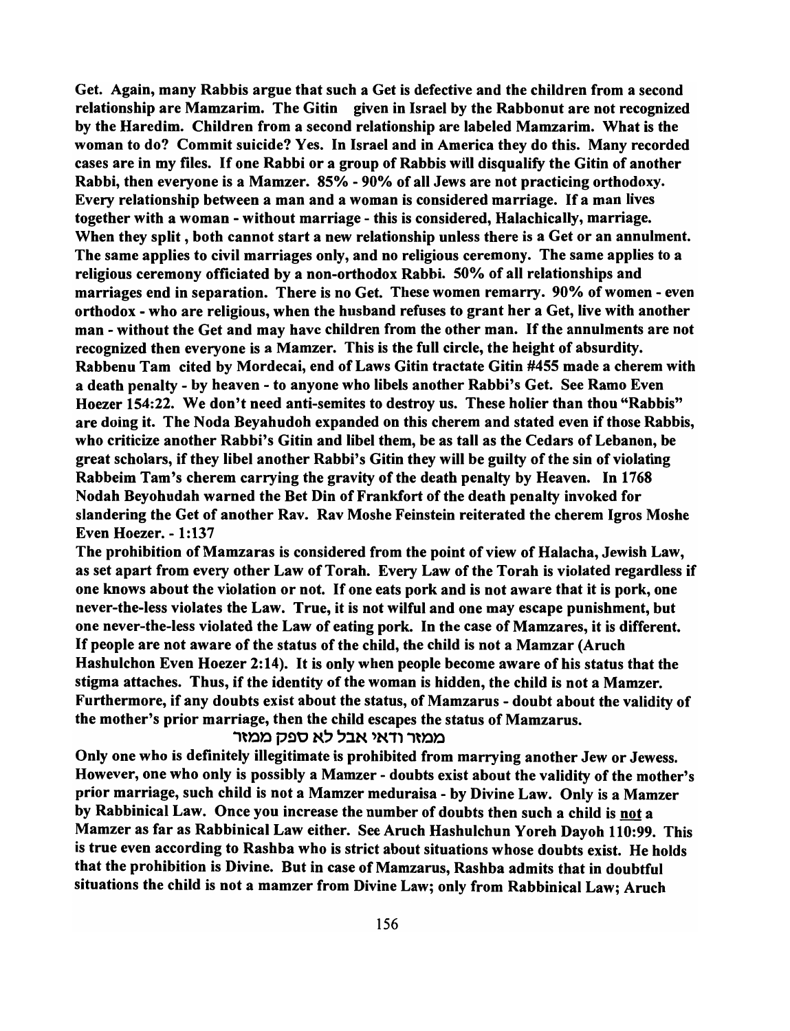Get. Again, many Rabbis argue that such a Get is defective and the children from a second relationship are Mamzarim. The Gitin given in Israel by the Rabbonut are not recognized by the Haredim. Children from a second relationship are labeled Mamzarim. What is the woman to do? Commit suicide? Yes. In Israel and in America they do this. Many recorded cases are in my files. If one Rabbi or a group of Rabbis will disqualify the Gitin of another Rabbi, then everyone is a Mamzer. 85% - 90% of all Jews are not practicing orthodoxy. Every relationship between a man and a woman is considered marriage. If a man lives together with a woman - without marriage - this is considered, Halachically, marriage. When they split , both cannot start a new relationship unless there is a Get or an annulment. The same applies to civil marriages only, and no religious ceremony. The same applies to a religious ceremony officiated by a non-orthodox Rabbi. 50% of all relationships and marriages end in separation. There is no Get. These women remarry. 90% of women - even orthodox - who are religious, when the husband refuses to grant her a Get, live with another man - without the Get and may have children from the other man. If the annulments are not recognized then everyone is a Mamzer. This is the full circle, the height of absurdity. Rabbenu Tam cited by Mordecai, end of Laws Gitin tractate Gitin #455 made a cherem with a death penalty - by heaven - to anyone who libels another Rabbi's Get. See Ramo Even Hoezer 154:22. We don't need anti-semites to destroy us. These holier than thou "Rabbis" are doing it. The Noda Beyahudoh expanded on this cherem and stated even if those Rabbis, who criticize another Rabbi's Gitin and libel them, be as tall as the Cedars of Lebanon, be great scholars, if they libel another Rabbi's Gitin they will be guilty of the sin of violating Rabbeim Tam's cherem carrying the gravity of the death penalty by Heaven. In 1768 Nodah Beyohudah warned the Bet Din of Frankfort of the death penalty invoked for slandering the Get of another Rav. Rav Moshe Feinstein reiterated the cherem Igros Moshe Even Hoezer. - 1:137

The prohibition of Mamzaras is considered from the point of view of Halacha, Jewish Law, as set apart from every other Law of Torah. Every Law of the Torah is violated regardless if one knows about the violation or not. If one eats pork and is not aware that it is pork, one never-the-less violates the Law. True, it is not wilful and one may escape punishment, but one never-the-less violated the Law of eating pork. In the case of Mamzares, it is different. If people are not aware of the status of the child, the child is not a Mamzar (Aruch Hashulchon Even Hoezer 2:14). It is only when people become aware of his status that the stigma attaches. Thus, if the identity of the woman is hidden, the child is not a Mamzer. Furthermore, if any doubts exist about the status, of Mamzarus - doubt about the validity of the mother's prior marriage, then the child escapes the status of Mamzarus.

ממזר ודאי אבל לא ספק ממזר

Only one who is definitely illegitimate is prohibited from marrying another Jew or Jewess. However, one who only is possibly a Mamzer - doubts exist about the validity of the mother's prior marriage, such child is not a Mamzer meduraisa - by Divine Law. Only is a Mamzer by Rabbinical Law. Once you increase the number of doubts then such a child is <u>not</u> a Mamzer as far as Rabbinical Law either. See Aruch Hashulchun Yoreh Dayoh 110:99. This is true even according to Rashba who is strict about situations whose doubts exist. He holds that the prohibition is Divine. But in case of Mamzarus, Rashba admits that in doubtful situations the child is not a mamzer from Divine Law; only from Rabbinical Law; Aruch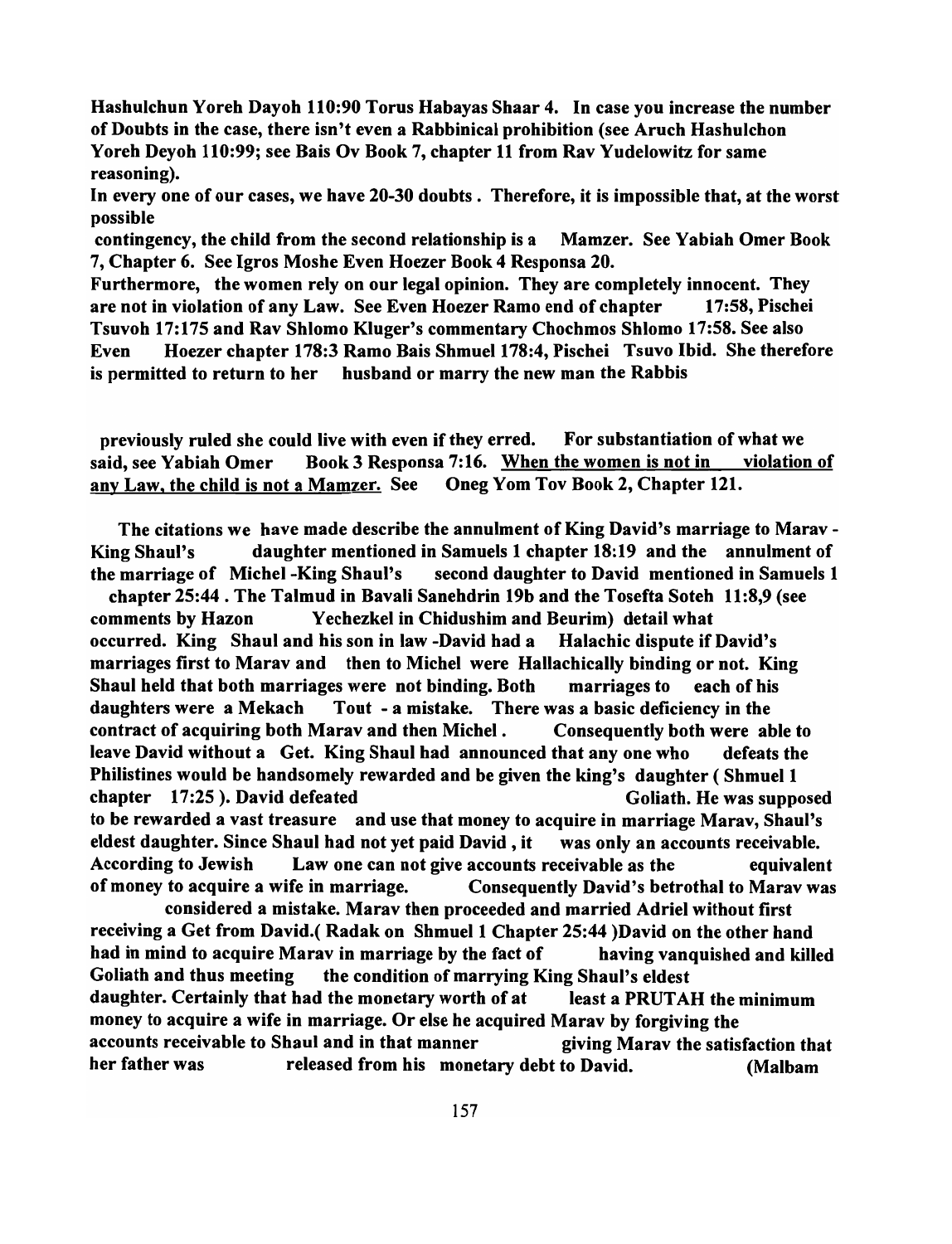**Hashulchun Yoreh Dayoh 110:90 Torus Habayas Shaar 4. In case you increase the number of Doubts in the case, there isn't even a Rabbinical prohibition (see Aruch Hashulchon Yoreh Deyoh 110:99; see Bais Ov Book 7, chapter 11 from Rav Yudelowitz for same reasoning).**

**In every one of our cases, we have 20-30 doubts. Therefore, it is impossible that, at the worst possible contingency, the child from the second relationship is a Mamzer. See Yabiah Omer Book 7, Chapter 6. See Igros Moshe Even Hoezer Book 4 Responsa 20.**

**Furthermore, the women rely on our legal opinion. They are completely innocent. They are not in violation of any Law. See Even Hoezer Ramo end of chapter 17:58, Pischei Tsuvoh 17:175 and Rav Shlomo Kluger's commentary Chochmos Shlomo 17:58. See also Even Hoezer chapter 178:3 Ramo Bais Shmuel 178:4, Pischei Tsuvo Ibid. She therefore is permitted to return to her husband or marry the new man the Rabbis previously ruled she could live with even if they erred. For substantiation of what we said, see Yabiah Omer Book 3 Responsa 7:16. <u>When the women is not in violation of any Law, the child is not a Mamzer.</u> See Oneg Yom Tov Book 2, Chapter 121.**

**The citations we have made describe the annulment of King David's marriage to Marav - King Shaul's daughter mentioned in Samuels 1 chapter 18:19 and the annulment of the marriage of Michel -King Shaul's second daughter to David mentioned in Samuels 1 chapter 25:44. The Talmud in Bavali Sanehdrin 19b and the Tosefta Soteh 11:8,9 (see comments by Hazon Yechezkel in Chidushim and Beurim) detail what occurred. King Shaul and his son in law -David had a Halachic dispute if David's marriages first to Marav and then to Michel were Hallachically binding or not. King Shaul held that both marriages were not binding. Both marriages to each of his daughters were a Mekach Tout - a mistake. There was a basic deficiency in the contract of acquiring both Marav and then Michel. Consequently both were able to leave David without a Get. King Shaul had announced that any one who defeats the Philistines would be handsomely rewarded and be given the king's daughter ( Shmuel 1 chapter 17:25 ). David defeated Goliath. He was supposed to be rewarded a vast treasure and use that money to acquire in marriage Marav, Shaul's eldest daughter. Since Shaul had not yet paid David , it was only an accounts receivable. According to Jewish Law one can not give accounts receivable as the equivalent of money to acquire a wife in marriage. Consequently David's betrothal to Marav was considered a mistake. Marav then proceeded and married Adriel without first receiving a Get from David.( Radak on Shmuel 1 Chapter 25:44 )David on the other hand had in mind to acquire Marav in marriage by the fact of having vanquished and killed Goliath and thus meeting the condition of marrying King Shaul's eldest daughter. Certainly that had the monetary worth of at least a PRUTAH the minimum money to acquire a wife in marriage. Or else he acquired Marav by forgiving the accounts receivable to Shaul and in that manner giving Marav the satisfaction that her father was released from his monetary debt to David. (Malbam**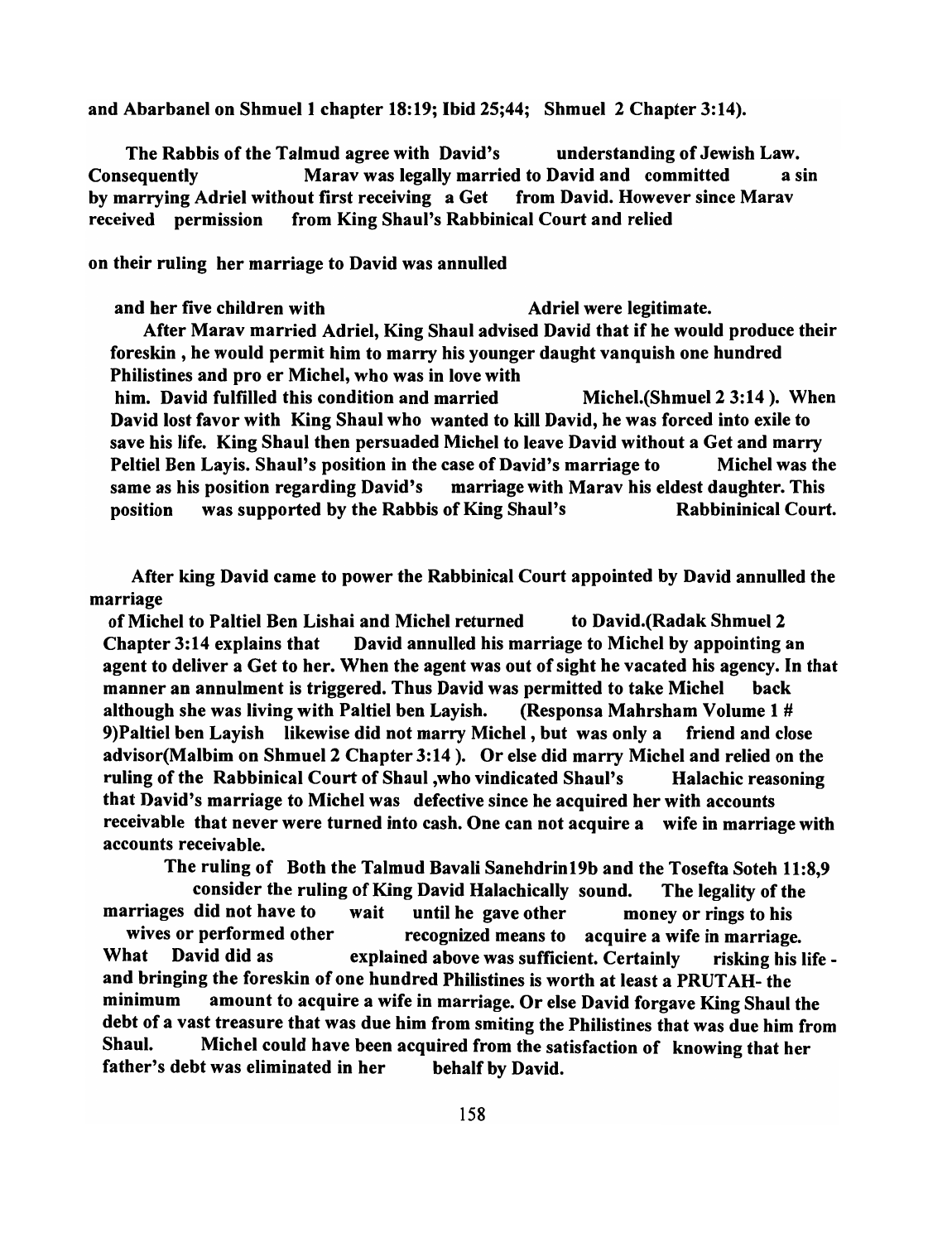**and Abarbanel on Shmuel 1 chapter 18:19; Ibid 25;44; Shmuel 2 Chapter 3:14).**

**The Rabbis of the Talmud agree with David's understanding of Jewish Law. Consequently Marav was legally married to David and committed a sin by marrying Adriel without first receiving a Get from David. However since Marav received permission from King Shaul's Rabbinical Court and relied**

**on their ruling her marriage to David was annulled**

**and her five children with Adriel were legitimate.**

**After Marav married Adriel, King Shaul advised David that if he would produce their foreskin , he would permit him to marry his younger daught vanquish one hundred Philistines and pro er Michel, who was in love with him. David fulfilled this condition and married Michel.(Shmuel 2 3:14 ). When David lost favor with King Shaul who wanted to kill David, he was forced into exile to save his life. King Shaul then persuaded Michel to leave David without a Get and marry Peltiel Ben Layis. Shaul's position in the case of David's marriage to Michel was the same as his position regarding David's marriage with Marav his eldest daughter. This position was supported by the Rabbis of King Shaul's Rabbininical Court.**

**After king David came to power the Rabbinical Court appointed by David annulled the marriage of Michel to Paltiel Ben Lishai and Michel returned to David.(Radak Shmuel 2 Chapter 3:14 explains that David annulled his marriage to Michel by appointing an agent to deliver a Get to her. When the agent was out of sight he vacated his agency. In that manner an annulment is triggered. Thus David was permitted to take Michel back although she was living with Paltiel ben Layish. (Responsa Mahrsham Volume 1 # 9)Paltiel ben Layish likewise did not marry Michel , but was only a friend and close advisor(Malbim on Shmuel 2 Chapter 3:14 ). Or else did marry Michel and relied on the ruling of the Rabbinical Court of Shaul ,who vindicated Shaul's Halachic reasoning that David's marriage to Michel was defective since he acquired her with accounts receivable that never were turned into cash. One can not acquire a wife in marriage with accounts receivable.**

**The ruling of Both the Talmud Bavali Sanehdrin19b and the Tosefta Soteh 11:8,9 consider the ruling of King David Halachically sound. The legality of the marriages did not have to wait until he gave other money or rings to his wives or performed other recognized means to acquire a wife in marriage. What David did as explained above was sufficient. Certainly risking his life - and bringing the foreskin of one hundred Philistines is worth at least a PRUTAH- the minimum amount to acquire a wife in marriage. Or else David forgave King Shaul the debt of a vast treasure that was due him from smiting the Philistines that was due him from Shaul. Michel could have been acquired from the satisfaction of knowing that her father's debt was eliminated in her behalf by David.**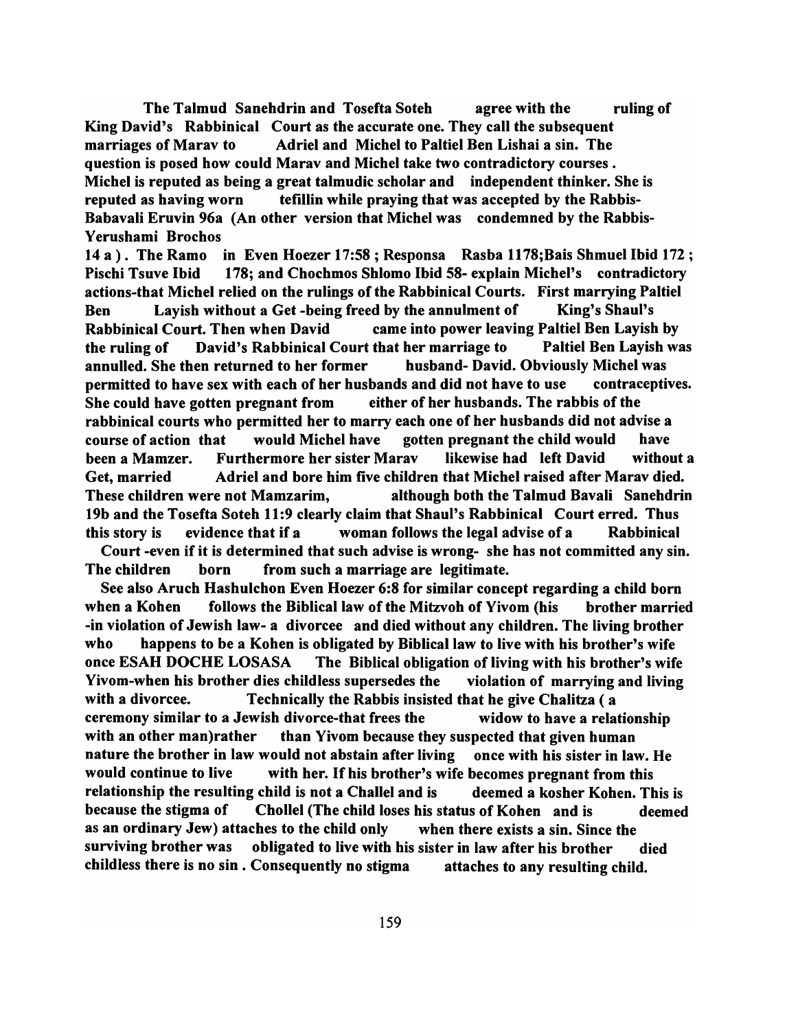**The Talmud Sanehdrin and Tosefta Soteh agree with the ruling of King David's Rabbinical Court as the accurate one. They call the subsequent marriages of Marav to Adriel and Michel to Paltiel Ben Lishai a sin. The question is posed how could Marav and Michel take two contradictory courses. Michel is reputed as being a great talmudic scholar and independent thinker. She is reputed as having worn tefillin while praying that was accepted by the Rabbis- Babavali Eruvin 96a (An other version that Michel was condemned by the Rabbis- Yerushami Brochos 14 a). The Ramo in Even Hoezer 17:58 ; Responsa Rasba 1178;Bais Shmuel Ibid 172 ; Pischi Tsuve Ibid 178; and Chochmos Shlomo Ibid 58- explain Michel's contradictory actions-that Michel relied on the rulings of the Rabbinical Courts. First marrying Paltiel Ben Layish without a Get -being freed by the annulment of King's Shaul's Rabbinical Court. Then when David came into power leaving Paltiel Ben Layish by the ruling of David's Rabbinical Court that her marriage to Paltiel Ben Layish was annulled. She then returned to her former husband- David. Obviously Michel was permitted to have sex with each of her husbands and did not have to use contraceptives. She could have gotten pregnant from either of her husbands. The rabbis of the rabbinical courts who permitted her to marry each one of her husbands did not advise a course of action that would Michel have gotten pregnant the child would have been a Mamzer. Furthermore her sister Marav likewise had left David without a Get, married Adriel and bore him five children that Michel raised after Marav died. These children were not Mamzarim, although both the Talmud Bavali Sanehdrin 19b and the Tosefta Soteh 11:9 clearly claim that Shaul's Rabbinical Court erred. Thus this story is evidence that if a woman follows the legal advise of a Rabbinical Court -even if it is determined that such advise is wrong- she has not committed any sin. The children born from such a marriage are legitimate.**

**See also Aruch Hashulchon Even Hoezer 6:8 for similar concept regarding a child born when a Kohen follows the Biblical law of the Mitzvoh of Yivom (his brother married -in violation of Jewish law- a divorcee and died without any children. The living brother who happens to be a Kohen is obligated by Biblical law to live with his brother's wife once ESAH DOCHE LOSASA The Biblical obligation of living with his brother's wife Yivom-when his brother dies childless supersedes the violation of marrying and living with a divorcee. Technically the Rabbis insisted that he give Chalitza ( a ceremony similar to a Jewish divorce-that frees the widow to have a relationship with an other man)rather than Yivom because they suspected that given human nature the brother in law would not abstain after living once with his sister in law. He would continue to live with her. If his brother's wife becomes pregnant from this relationship the resulting child is not a Challel and is deemed a kosher Kohen. This is because the stigma of Chollel (The child loses his status of Kohen and is deemed as an ordinary Jew) attaches to the child only when there exists a sin. Since the surviving brother was obligated to live with his sister in law after his brother died childless there is no sin . Consequently no stigma attaches to any resulting child.**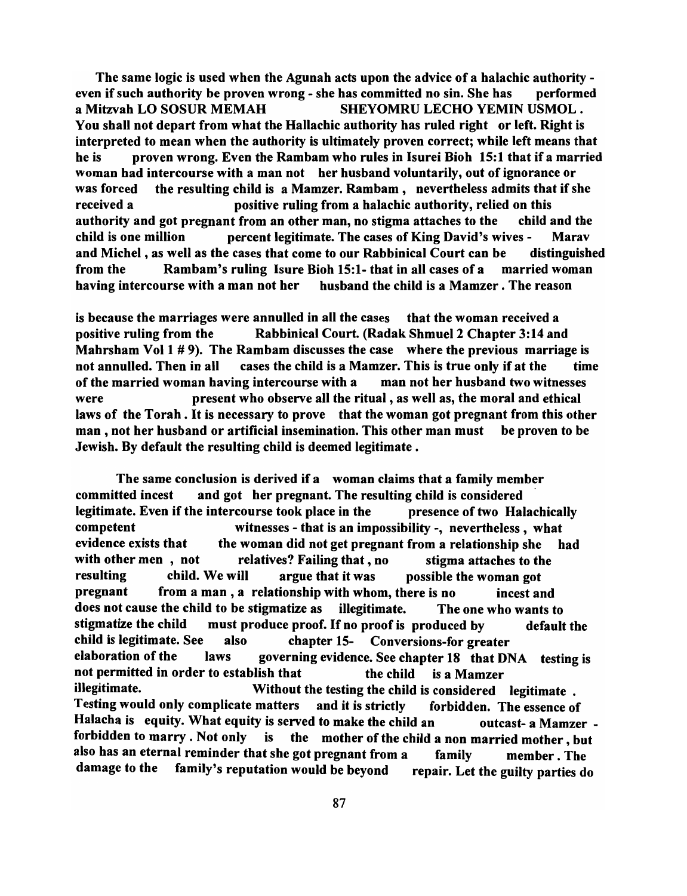**The same logic is used when the Agunah acts upon the advice of a halachic authority - even if such authority be proven wrong - she has committed no sin. She has performed a Mitzvah LO SOSUR MEMAH SHEYOMRU LECHO YEMIN USMOL. You shall not depart from what the Hallachic authority has ruled right or left. Right is interpreted to mean when the authority is ultimately proven correct; while left means that he is proven wrong. Even the Rambam who rules in Isurei Bioh 15:1 that if a married woman had intercourse with a man not her husband voluntarily, out of ignorance or was forced the resulting child is a Mamzer. Rambam, nevertheless admits that if she received a positive ruling from a halachic authority, relied on this authority and got pregnant from an other man, no stigma attaches to the child and the child is one million percent legitimate. The cases of King David's wives - Marav and Michel, as well as the cases that come to our Rabbinical Court can be distinguished from the Rambam's ruling Isure Bioh 15:1- that in all cases of a married woman having intercourse with a man not her husband the child is a Mamzer. The reason**

**is because the marriages were annulled in all the cases that the woman received a positive ruling from the Rabbinical Court. (Radak Shmuel 2 Chapter 3:14 and Mahrsham Vol 1 # 9). The Rambam discusses the case where the previous marriage is not annulled. Then in all cases the child is a Mamzer. This is true only if at the time of the married woman having intercourse with a man not her husband two witnesses were present who observe all the ritual, as well as, the moral and ethical laws of the Torah. It is necessary to prove that the woman got pregnant from this other man, not her husband or artificial insemination. This other man must be proven to be Jewish. By default the resulting child is deemed legitimate.**

**The same conclusion is derived if a woman claims that a family member committed incest and got her pregnant. The resulting child is considered legitimate. Even if the intercourse took place in the presence of two Halachically competent witnesses - that is an impossibility -, nevertheless, what evidence exists that the woman did not get pregnant from a relationship she had with other men, not relatives? Failing that, no stigma attaches to the resulting child. We will argue that it was possible the woman got pregnant from a man, a relationship with whom, there is no incest and does not cause the child to be stigmatize as illegitimate. The one who wants to stigmatize the child must produce proof. If no proof is produced by default the child is legitimate. See also chapter 15- Conversions-for greater elaboration of the laws governing evidence. See chapter 18 that DNA testing is not permitted in order to establish that the child is a Mamzer illegitimate. Without the testing the child is considered legitimate. Testing would only complicate matters and it is strictly forbidden. The essence of Halacha is equity. What equity is served to make the child an outcast- a Mamzer - forbidden to marry. Not only is the mother of the child a non married mother, but also has an eternal reminder that she got pregnant from a family member. The damage to the family's reputation would be beyond repair. Let the guilty parties do**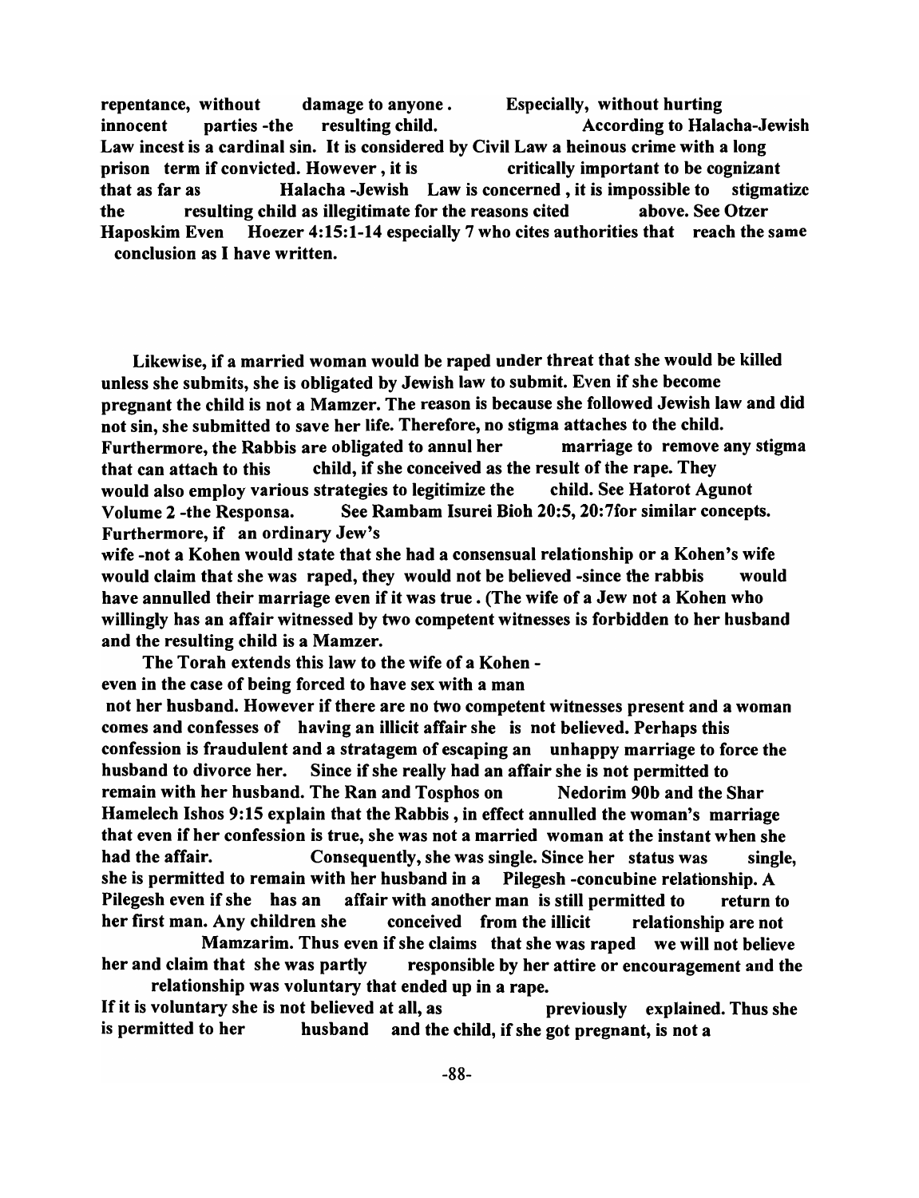**repentance, without damage to anyone. Especially, without hurting innocent parties -the resulting child. According to Halacha-Jewish Law incest is a cardinal sin. It is considered by Civil Law a heinous crime with a long prison term if convicted. However, it is critically important to be cognizant that as far as Halacha -Jewish Law is concerned, it is impossible to stigmatize the resulting child as illegitimate for the reasons cited above. See Otzer Haposkim Even Hoezer 4:15:1-14 especially 7 who cites authorities that reach the same conclusion as I have written.**

**Likewise, if a married woman would be raped under threat that she would be killed unless she submits, she is obligated by Jewish law to submit. Even if she become pregnant the child is not a Mamzer. The reason is because she followed Jewish law and did not sin, she submitted to save her life. Therefore, no stigma attaches to the child. Furthermore, the Rabbis are obligated to annul her marriage to remove any stigma that can attach to this child, if she conceived as the result of the rape. They would also employ various strategies to legitimize the child. See Hatorot Agunot Volume 2 -the Responsa. See Rambam Isurei Bioh 20:5, 20:7for similar concepts. Furthermore, if an ordinary Jew's wife -not a Kohen would state that she had a consensual relationship or a Kohen's wife would claim that she was raped, they would not be believed -since the rabbis would have annulled their marriage even if it was true. (The wife of a Jew not a Kohen who willingly has an affair witnessed by two competent witnesses is forbidden to her husband and the resulting child is a Mamzer.**

**The Torah extends this law to the wife of a Kohen - even in the case of being forced to have sex with a man not her husband. However if there are no two competent witnesses present and a woman comes and confesses of having an illicit affair she is not believed. Perhaps this confession is fraudulent and a stratagem of escaping an unhappy marriage to force the husband to divorce her. Since if she really had an affair she is not permitted to remain with her husband. The Ran and Tosphos on Nedorim 90b and the Shar Hamelech Ishos 9:15 explain that the Rabbis, in effect annulled the woman's marriage that even if her confession is true, she was not a married woman at the instant when she had the affair. Consequently, she was single. Since her status was single, she is permitted to remain with her husband in a Pilegesh -concubine relationship. A Pilegesh even if she has an affair with another man is still permitted to return to her first man. Any children she conceived from the illicit relationship are not Mamzarim. Thus even if she claims that she was raped we will not believe her and claim that she was partly responsible by her attire or encouragement and the relationship was voluntary that ended up in a rape.**

**If it is voluntary she is not believed at all, as previously explained. Thus she is permitted to her husband and the child, if she got pregnant, is not a**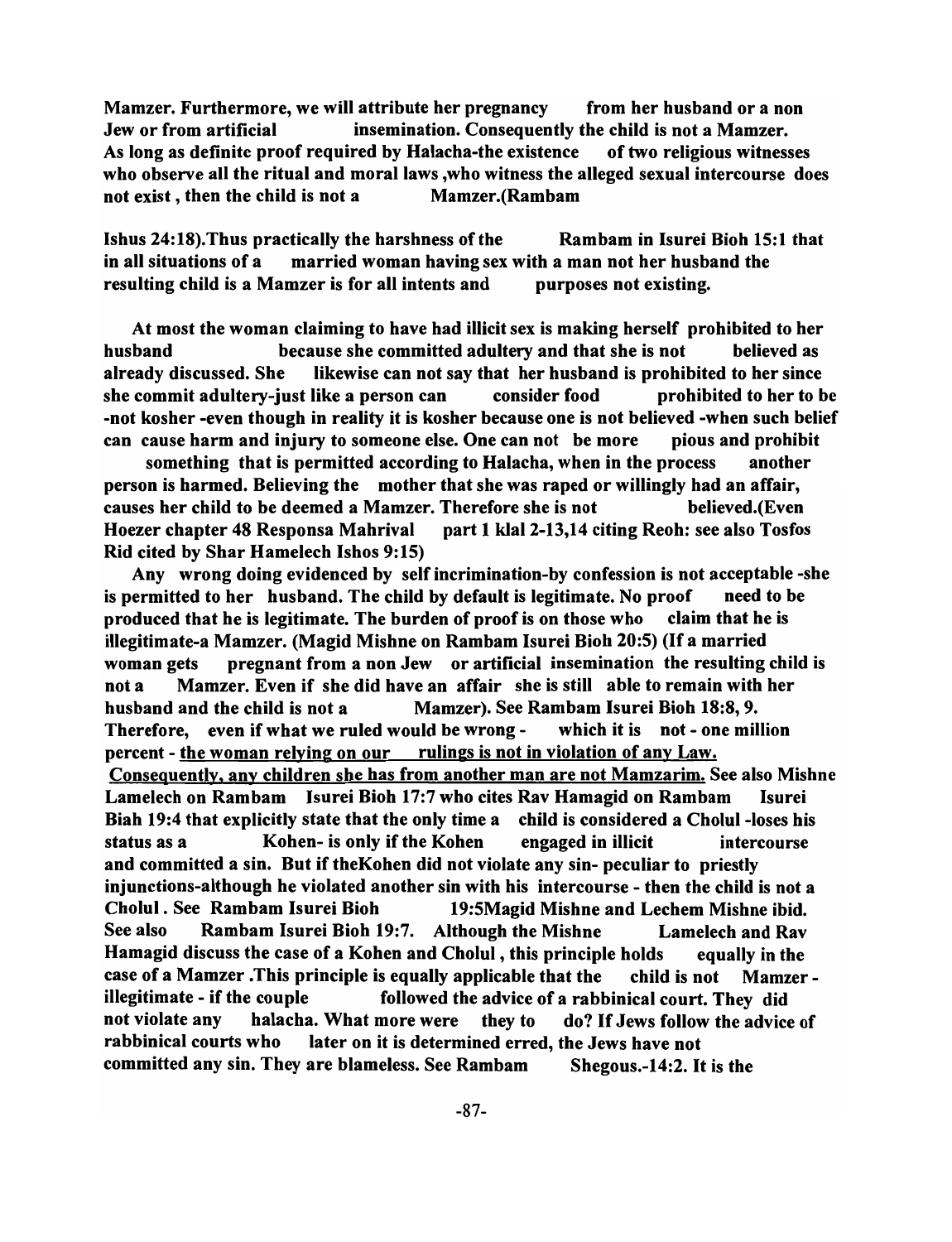**Mamzer. Furthermore, we will attribute her pregnancy from her husband or a non Jew or from artificial insemination. Consequently the child is not a Mamzer. As long as definite proof required by Halacha-the existence of two religious witnesses who observe all the ritual and moral laws ,who witness the alleged sexual intercourse does not exist , then the child is not a Mamzer.(Rambam**

**Ishus 24:18).Thus practically the harshness of the Rambam in Isurei Bioh 15:1 that in all situations of a married woman having sex with a man not her husband the resulting child is a Mamzer is for all intents and purposes not existing.**

**At most the woman claiming to have had illicit sex is making herself prohibited to her husband because she committed adultery and that she is not believed as already discussed. She likewise can not say that her husband is prohibited to her since she commit adultery-just like a person can consider food prohibited to her to be -not kosher -even though in reality it is kosher because one is not believed -when such belief can cause harm and injury to someone else. One can not be more pious and prohibit something that is permitted according to Halacha, when in the process another person is harmed. Believing the mother that she was raped or willingly had an affair, causes her child to be deemed a Mamzer. Therefore she is not believed.(Even Hoezer chapter 48 Responsa Mahrival part 1 klal 2-13,14 citing Reoh: see also Tosfos Rid cited by Shar Hamelech Ishos 9:15)**

**Any wrong doing evidenced by self incrimination-by confession is not acceptable -she is permitted to her husband. The child by default is legitimate. No proof need to be produced that he is legitimate. The burden of proof is on those who claim that he is illegitimate-a Mamzer. (Magid Mishne on Rambam Isurei Bioh 20:5) (If a married woman gets pregnant from a non Jew or artificial insemination the resulting child is not a Mamzer. Even if she did have an affair she is still able to remain with her husband and the child is not a Mamzer). See Rambam Isurei Bioh 18:8, 9. Therefore, even if what we ruled would be wrong - which it is not - one million percent - <u>the woman relying on our rulings is not in violation of any Law.</u> <u>Consequently, any children she has from another man are not Mamzarim.</u> See also Mishne Lamelech on Rambam Isurei Bioh 17:7 who cites Rav Hamagid on Rambam Isurei Biah 19:4 that explicitly state that the only time a child is considered a Cholul -loses his status as a Kohen- is only if the Kohen engaged in illicit intercourse and committed a sin. But if theKohen did not violate any sin- peculiar to priestly injunctions-although he violated another sin with his intercourse - then the child is not a Cholul . See Rambam Isurei Bioh 19:5Magid Mishne and Lechem Mishne ibid. See also Rambam Isurei Bioh 19:7. Although the Mishne Lamelech and Rav Hamagid discuss the case of a Kohen and Cholul , this principle holds equally in the case of a Mamzer .This principle is equally applicable that the child is not Mamzer - illegitimate - if the couple followed the advice of a rabbinical court. They did not violate any halacha. What more were they to do? If Jews follow the advice of rabbinical courts who later on it is determined erred, the Jews have not committed any sin. They are blameless. See Rambam Shegous.-14:2. It is the**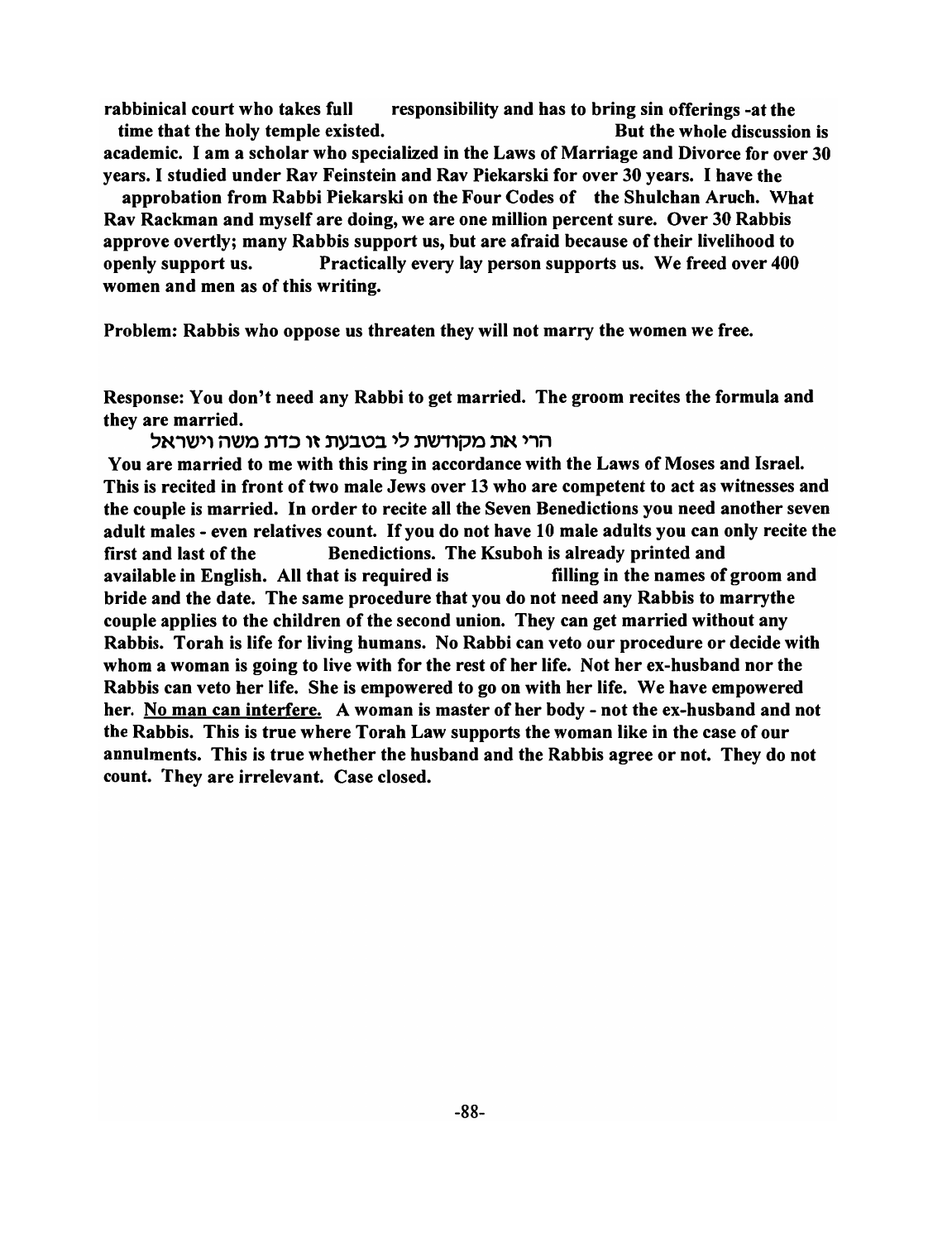**rabbinical court who takes full responsibility and has to bring sin offerings -at the time that the holy temple existed. But the whole discussion is academic. I am a scholar who specialized in the Laws of Marriage and Divorce for over 30 years. I studied under Rav Feinstein and Rav Piekarski for over 30 years. I have the approbation from Rabbi Piekarski on the Four Codes of the Shulchan Aruch. What Rav Rackman and myself are doing, we are one million percent sure. Over 30 Rabbis approve overtly; many Rabbis support us, but are afraid because of their livelihood to openly support us. Practically every lay person supports us. We freed over 400 women and men as of this writing.**

**Problem: Rabbis who oppose us threaten they will not marry the women we free.**

**Response: You don't need any Rabbi to get married. The groom recites the formula and they are married.**

**הרי את מקודשת לי בטבעת זו כדת משה וישראל**

**You are married to me with this ring in accordance with the Laws of Moses and Israel. This is recited in front of two male Jews over 13 who are competent to act as witnesses and the couple is married. In order to recite all the Seven Benedictions you need another seven adult males - even relatives count. If you do not have 10 male adults you can only recite the first and last of the Benedictions. The Ksuboh is already printed and available in English. All that is required is filling in the names of groom and bride and the date. The same procedure that you do not need any Rabbis to marrythe couple applies to the children of the second union. They can get married without any Rabbis. Torah is life for living humans. No Rabbi can veto our procedure or decide with whom a woman is going to live with for the rest of her life. Not her ex-husband nor the Rabbis can veto her life. She is empowered to go on with her life. We have empowered her. <u>No man can interfere.</u> A woman is master of her body - not the ex-husband and not the Rabbis. This is true where Torah Law supports the woman like in the case of our annulments. This is true whether the husband and the Rabbis agree or not. They do not count. They are irrelevant. Case closed.**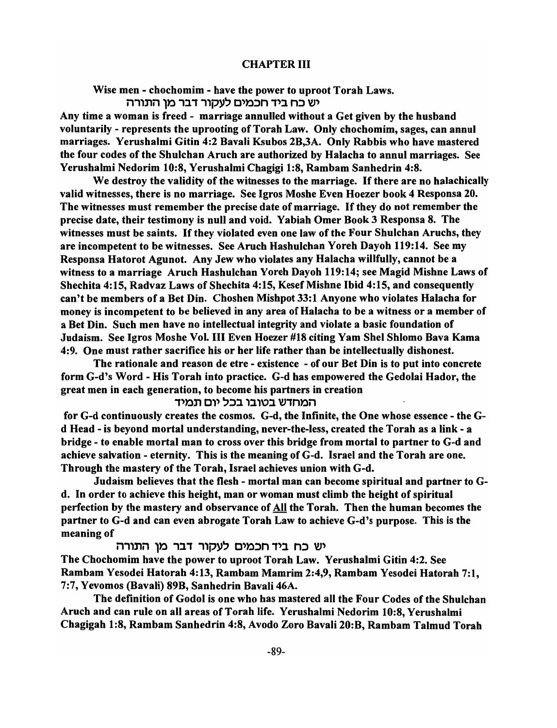## CHAPTER III

**Wise men - chochomim - have the power to uproot Torah Laws.**
**יש כח ביד חכמים לעקור דבר מן התורה**

**Any time a woman is freed - marriage annulled without a Get given by the husband voluntarily - represents the uprooting of Torah Law. Only chochomim, sages, can annul marriages. Yerushalmi Gitin 4:2 Bavali Ksubos 2B,3A. Only Rabbis who have mastered the four codes of the Shulchan Aruch are authorized by Halacha to annul marriages. See Yerushalmi Nedorim 10:8, Yerushalmi Chagigi 1:8, Rambam Sanhedrin 4:8.**

**We destroy the validity of the witnesses to the marriage. If there are no halachically valid witnesses, there is no marriage. See Igros Moshe Even Hoezer book 4 Responsa 20. The witnesses must remember the precise date of marriage. If they do not remember the precise date, their testimony is null and void. Yabiah Omer Book 3 Responsa 8. The witnesses must be saints. If they violated even one law of the Four Shulchan Aruchs, they are incompetent to be witnesses. See Aruch Hashulchan Yoreh Dayoh 119:14. See my Responsa Hatorot Agunot. Any Jew who violates any Halacha willfully, cannot be a witness to a marriage Aruch Hashulchan Yoreh Dayoh 119:14; see Magid Mishne Laws of Shechita 4:15, Radvaz Laws of Shechita 4:15, Kesef Mishne Ibid 4:15, and consequently can't be members of a Bet Din. Choshen Mishpot 33:1 Anyone who violates Halacha for money is incompetent to be believed in any area of Halacha to be a witness or a member of a Bet Din. Such men have no intellectual integrity and violate a basic foundation of Judaism. See Igros Moshe Vol. III Even Hoezer #18 citing Yam Shel Shlomo Bava Kama 4:9. One must rather sacrifice his or her life rather than be intellectually dishonest.**

**The rationale and reason de etre - existence - of our Bet Din is to put into concrete form G-d's Word - His Torah into practice. G-d has empowered the Gedolai Hador, the great men in each generation, to become his partners in creation**

**המחדש בטובו בכל יום תמיד**

**for G-d continuously creates the cosmos. G-d, the Infinite, the One whose essence - the G-d Head - is beyond mortal understanding, never-the-less, created the Torah as a link - a bridge - to enable mortal man to cross over this bridge from mortal to partner to G-d and achieve salvation - eternity. This is the meaning of G-d. Israel and the Torah are one. Through the mastery of the Torah, Israel achieves union with G-d.**

**Judaism believes that the flesh - mortal man can become spiritual and partner to G-d. In order to achieve this height, man or woman must climb the height of spiritual perfection by the mastery and observance of <u>All</u> the Torah. Then the human becomes the partner to G-d and can even abrogate Torah Law to achieve G-d's purpose. This is the meaning of**

**יש כח ביד חכמים לעקור דבר מן התורה**

**The Chochomim have the power to uproot Torah Law. Yerushalmi Gitin 4:2. See Rambam Yesodei Hatorah 4:13, Rambam Mamrim 2:4,9, Rambam Yesodei Hatorah 7:1, 7:7, Yevomos (Bavali) 89B, Sanhedrin Bavali 46A.**

**The definition of Godol is one who has mastered all the Four Codes of the Shulchan Aruch and can rule on all areas of Torah life. Yerushalmi Nedorim 10:8, Yerushalmi Chagigah 1:8, Rambam Sanhedrin 4:8, Avodo Zoro Bavali 20:B, Rambam Talmud Torah**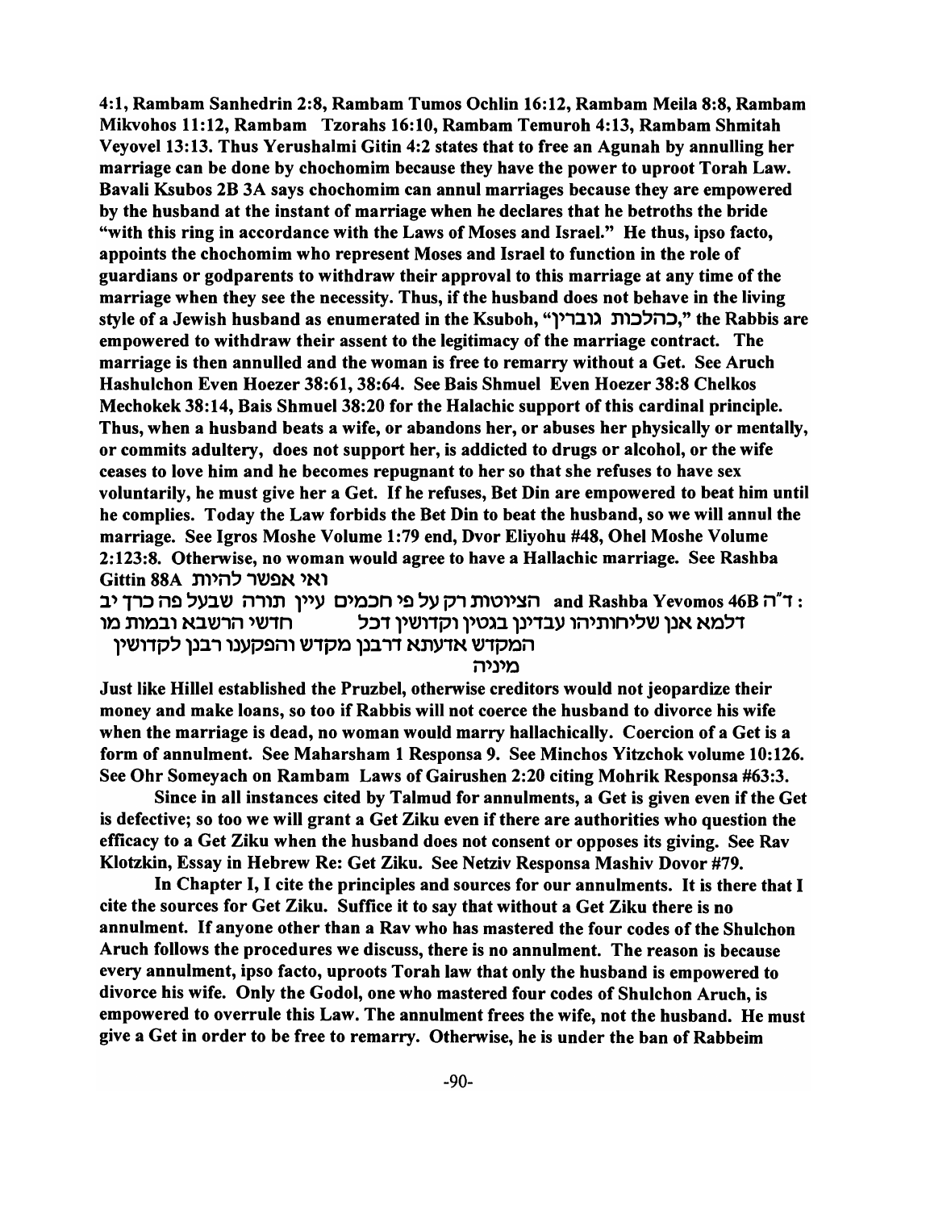**4:1, Rambam Sanhedrin 2:8, Rambam Tumos Ochlin 16:12, Rambam Meila 8:8, Rambam Mikvohos 11:12, Rambam Tzorahs 16:10, Rambam Temuroh 4:13, Rambam Shmitah Veyovel 13:13. Thus Yerushalmi Gitin 4:2 states that to free an Agunah by annulling her marriage can be done by chochomim because they have the power to uproot Torah Law. Bavali Ksubos 2B 3A says chochomim can annul marriages because they are empowered by the husband at the instant of marriage when he declares that he betroths the bride "with this ring in accordance with the Laws of Moses and Israel." He thus, ipso facto, appoints the chochomim who represent Moses and Israel to function in the role of guardians or godparents to withdraw their approval to this marriage at any time of the marriage when they see the necessity. Thus, if the husband does not behave in the living style of a Jewish husband as enumerated in the Ksuboh, "כהלכות גוברין," the Rabbis are empowered to withdraw their assent to the legitimacy of the marriage contract. The marriage is then annulled and the woman is free to remarry without a Get. See Aruch Hashulchon Even Hoezer 38:61, 38:64. See Bais Shmuel Even Hoezer 38:8 Chelkos Mechokek 38:14, Bais Shmuel 38:20 for the Halachic support of this cardinal principle. Thus, when a husband beats a wife, or abandons her, or abuses her physically or mentally, or commits adultery, does not support her, is addicted to drugs or alcohol, or the wife ceases to love him and he becomes repugnant to her so that she refuses to have sex voluntarily, he must give her a Get. If he refuses, Bet Din are empowered to beat him until he complies. Today the Law forbids the Bet Din to beat the husband, so we will annul the marriage. See Igros Moshe Volume 1:79 end, Dvor Eliyohu #48, Ohel Moshe Volume 2:123:8. Otherwise, no woman would agree to have a Hallachic marriage. See Rashba Gittin 88A ואי אפשר להיות**

**הציותות רק על פי חכמים עיין תורה שבעל פה כרך יב and Rashba Yevomos 46B ד"ה:**
**דלמא אנן שליחותיהו עבדינן בגטין וקדושין דכל חדשי הרשבא ובמות מו**
**המקדש אדעתא דרבנן מקדש והפקענו רבנן לקדושין**
**מיניה**

**Just like Hillel established the Pruzbel, otherwise creditors would not jeopardize their money and make loans, so too if Rabbis will not coerce the husband to divorce his wife when the marriage is dead, no woman would marry hallachically. Coercion of a Get is a form of annulment. See Maharsham 1 Responsa 9. See Minchos Yitzchok volume 10:126. See Ohr Someyach on Rambam Laws of Gairushen 2:20 citing Mohrik Responsa #63:3.**

**Since in all instances cited by Talmud for annulments, a Get is given even if the Get is defective; so too we will grant a Get Ziku even if there are authorities who question the efficacy to a Get Ziku when the husband does not consent or opposes its giving. See Rav Klotzkin, Essay in Hebrew Re: Get Ziku. See Netziv Responsa Mashiv Dovor #79.**

**In Chapter I, I cite the principles and sources for our annulments. It is there that I cite the sources for Get Ziku. Suffice it to say that without a Get Ziku there is no annulment. If anyone other than a Rav who has mastered the four codes of the Shulchon Aruch follows the procedures we discuss, there is no annulment. The reason is because every annulment, ipso facto, uproots Torah law that only the husband is empowered to divorce his wife. Only the Godol, one who mastered four codes of Shulchon Aruch, is empowered to overrule this Law. The annulment frees the wife, not the husband. He must give a Get in order to be free to remarry. Otherwise, he is under the ban of Rabbeim**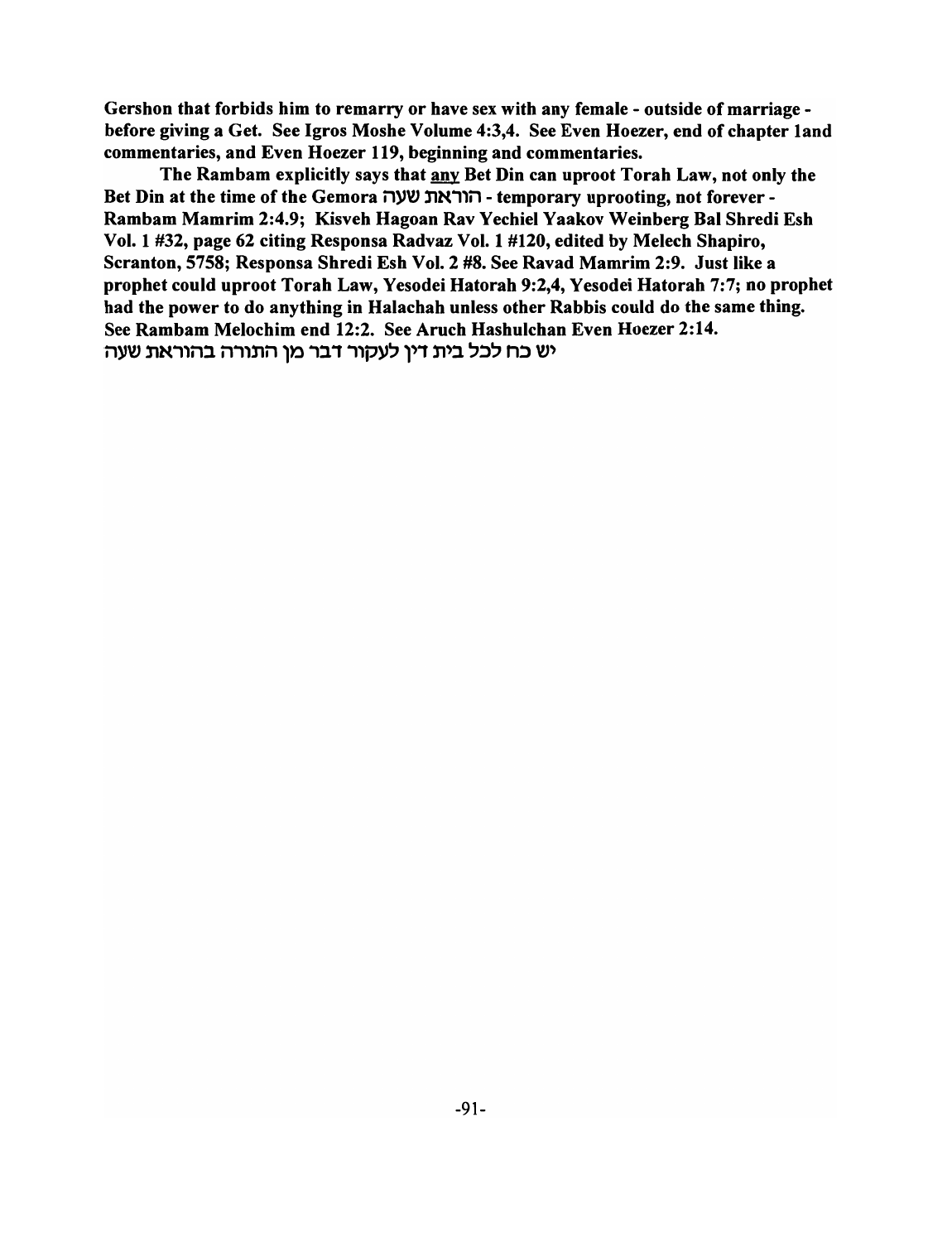**Gershon that forbids him to remarry or have sex with any female - outside of marriage - before giving a Get. See Igros Moshe Volume 4:3,4. See Even Hoezer, end of chapter 1and commentaries, and Even Hoezer 119, beginning and commentaries.**

**The Rambam explicitly says that <u>any</u> Bet Din can uproot Torah Law, not only the Bet Din at the time of the Gemora הוראת שעה - temporary uprooting, not forever - Rambam Mamrim 2:4.9; Kisveh Hagoan Rav Yechiel Yaakov Weinberg Bal Shredi Esh Vol. 1 #32, page 62 citing Responsa Radvaz Vol. 1 #120, edited by Melech Shapiro, Scranton, 5758; Responsa Shredi Esh Vol. 2 #8. See Ravad Mamrim 2:9. Just like a prophet could uproot Torah Law, Yesodei Hatorah 9:2,4, Yesodei Hatorah 7:7; no prophet had the power to do anything in Halachah unless other Rabbis could do the same thing. See Rambam Melochim end 12:2. See Aruch Hashulchan Even Hoezer 2:14.**

**יש כח לכל בית דין לעקור דבר מן התורה בהוראת שעה**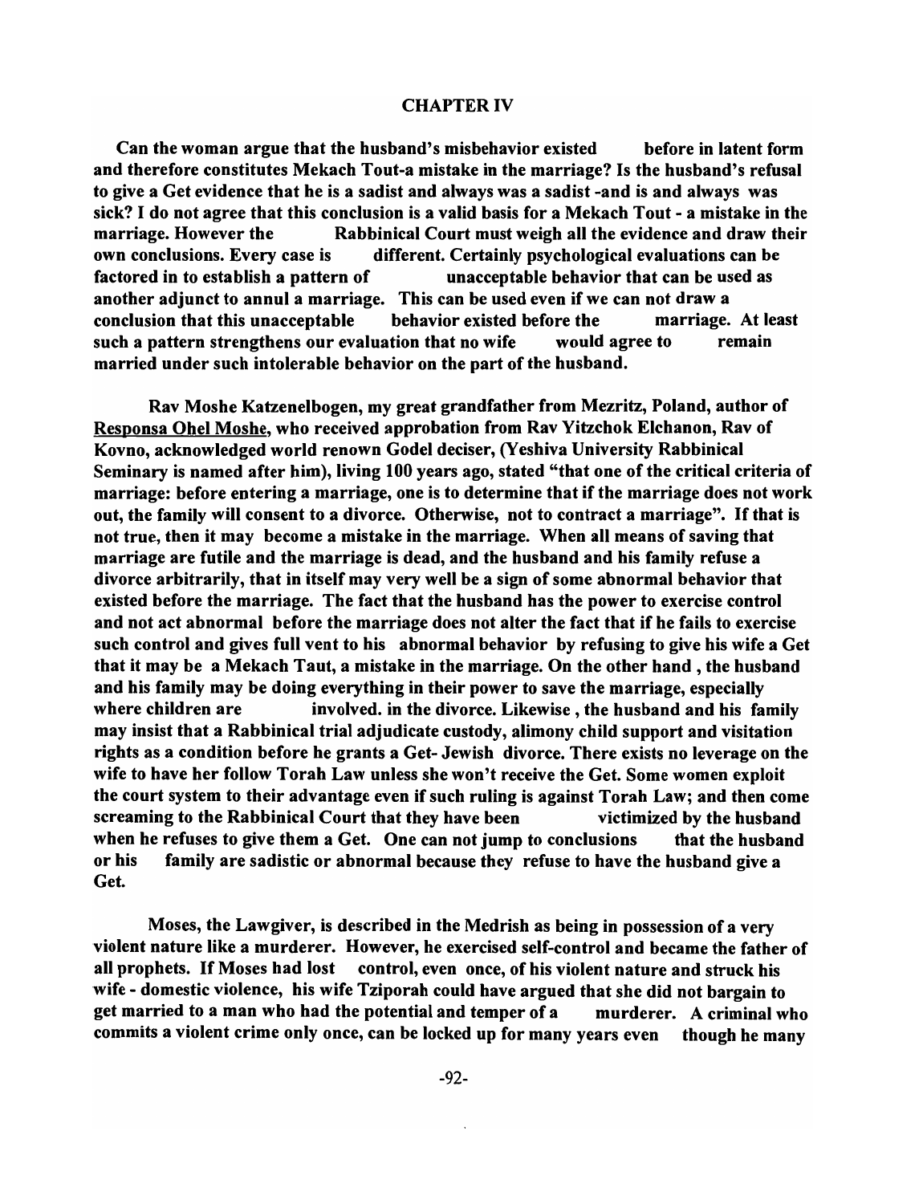## CHAPTER IV

**Can the woman argue that the husband's misbehavior existed before in latent form and therefore constitutes Mekach Tout-a mistake in the marriage? Is the husband's refusal to give a Get evidence that he is a sadist and always was a sadist -and is and always was sick? I do not agree that this conclusion is a valid basis for a Mekach Tout - a mistake in the marriage. However the Rabbinical Court must weigh all the evidence and draw their own conclusions. Every case is different. Certainly psychological evaluations can be factored in to establish a pattern of unacceptable behavior that can be used as another adjunct to annul a marriage. This can be used even if we can not draw a conclusion that this unacceptable behavior existed before the marriage. At least such a pattern strengthens our evaluation that no wife would agree to remain married under such intolerable behavior on the part of the husband.**

**Rav Moshe Katzenelbogen, my great grandfather from Mezritz, Poland, author of Responsa Ohel Moshe, who received approbation from Rav Yitzchok Elchanon, Rav of Kovno, acknowledged world renown Godel deciser, (Yeshiva University Rabbinical Seminary is named after him), living 100 years ago, stated "that one of the critical criteria of marriage: before entering a marriage, one is to determine that if the marriage does not work out, the family will consent to a divorce. Otherwise, not to contract a marriage". If that is not true, then it may become a mistake in the marriage. When all means of saving that marriage are futile and the marriage is dead, and the husband and his family refuse a divorce arbitrarily, that in itself may very well be a sign of some abnormal behavior that existed before the marriage. The fact that the husband has the power to exercise control and not act abnormal before the marriage does not alter the fact that if he fails to exercise such control and gives full vent to his abnormal behavior by refusing to give his wife a Get that it may be a Mekach Taut, a mistake in the marriage. On the other hand , the husband and his family may be doing everything in their power to save the marriage, especially where children are involved. in the divorce. Likewise , the husband and his family may insist that a Rabbinical trial adjudicate custody, alimony child support and visitation rights as a condition before he grants a Get- Jewish divorce. There exists no leverage on the wife to have her follow Torah Law unless she won't receive the Get. Some women exploit the court system to their advantage even if such ruling is against Torah Law; and then come screaming to the Rabbinical Court that they have been victimized by the husband when he refuses to give them a Get. One can not jump to conclusions that the husband or his family are sadistic or abnormal because they refuse to have the husband give a Get.**

**Moses, the Lawgiver, is described in the Medrish as being in possession of a very violent nature like a murderer. However, he exercised self-control and became the father of all prophets. If Moses had lost control, even once, of his violent nature and struck his wife - domestic violence, his wife Tziporah could have argued that she did not bargain to get married to a man who had the potential and temper of a murderer. A criminal who commits a violent crime only once, can be locked up for many years even though he many**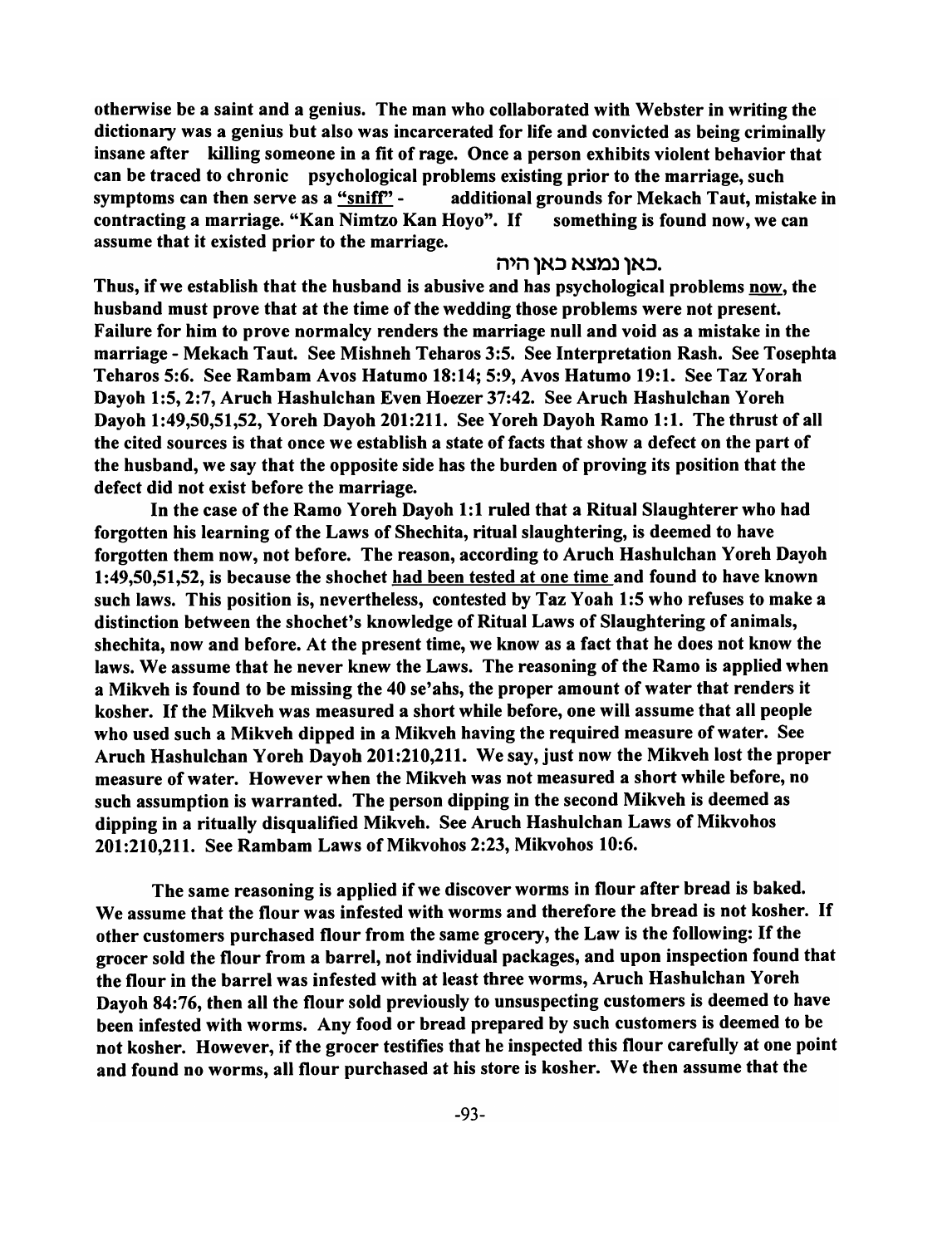**otherwise be a saint and a genius. The man who collaborated with Webster in writing the dictionary was a genius but also was incarcerated for life and convicted as being criminally insane after killing someone in a fit of rage. Once a person exhibits violent behavior that can be traced to chronic psychological problems existing prior to the marriage, such symptoms can then serve as a "sniff" - additional grounds for Mekach Taut, mistake in contracting a marriage. "Kan Nimtzo Kan Hoyo". If something is found now, we can assume that it existed prior to the marriage.**

**.כאן נמצא כאן היה**

**Thus, if we establish that the husband is abusive and has psychological problems now, the husband must prove that at the time of the wedding those problems were not present. Failure for him to prove normalcy renders the marriage null and void as a mistake in the marriage - Mekach Taut. See Mishneh Teharos 3:5. See Interpretation Rash. See Tosephta Teharos 5:6. See Rambam Avos Hatumo 18:14; 5:9, Avos Hatumo 19:1. See Taz Yorah Dayoh 1:5, 2:7, Aruch Hashulchan Even Hoezer 37:42. See Aruch Hashulchan Yoreh Dayoh 1:49,50,51,52, Yoreh Dayoh 201:211. See Yoreh Dayoh Ramo 1:1. The thrust of all the cited sources is that once we establish a state of facts that show a defect on the part of the husband, we say that the opposite side has the burden of proving its position that the defect did not exist before the marriage.**

**In the case of the Ramo Yoreh Dayoh 1:1 ruled that a Ritual Slaughterer who had forgotten his learning of the Laws of Shechita, ritual slaughtering, is deemed to have forgotten them now, not before. The reason, according to Aruch Hashulchan Yoreh Dayoh 1:49,50,51,52, is because the shochet had been tested at one time and found to have known such laws. This position is, nevertheless, contested by Taz Yoah 1:5 who refuses to make a distinction between the shochet's knowledge of Ritual Laws of Slaughtering of animals, shechita, now and before. At the present time, we know as a fact that he does not know the laws. We assume that he never knew the Laws. The reasoning of the Ramo is applied when a Mikveh is found to be missing the 40 se'ahs, the proper amount of water that renders it kosher. If the Mikveh was measured a short while before, one will assume that all people who used such a Mikveh dipped in a Mikveh having the required measure of water. See Aruch Hashulchan Yoreh Dayoh 201:210,211. We say, just now the Mikveh lost the proper measure of water. However when the Mikveh was not measured a short while before, no such assumption is warranted. The person dipping in the second Mikveh is deemed as dipping in a ritually disqualified Mikveh. See Aruch Hashulchan Laws of Mikvohos 201:210,211. See Rambam Laws of Mikvohos 2:23, Mikvohos 10:6.**

**The same reasoning is applied if we discover worms in flour after bread is baked. We assume that the flour was infested with worms and therefore the bread is not kosher. If other customers purchased flour from the same grocery, the Law is the following: If the grocer sold the flour from a barrel, not individual packages, and upon inspection found that the flour in the barrel was infested with at least three worms, Aruch Hashulchan Yoreh Dayoh 84:76, then all the flour sold previously to unsuspecting customers is deemed to have been infested with worms. Any food or bread prepared by such customers is deemed to be not kosher. However, if the grocer testifies that he inspected this flour carefully at one point and found no worms, all flour purchased at his store is kosher. We then assume that the**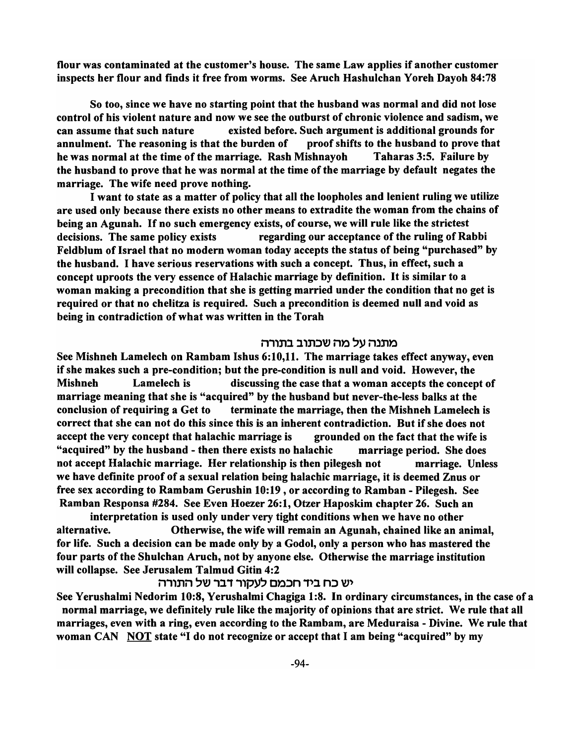**flour was contaminated at the customer's house. The same Law applies if another customer inspects her flour and finds it free from worms. See Aruch Hashulchan Yoreh Dayoh 84:78**

**So too, since we have no starting point that the husband was normal and did not lose control of his violent nature and now we see the outburst of chronic violence and sadism, we can assume that such nature existed before. Such argument is additional grounds for annulment. The reasoning is that the burden of proof shifts to the husband to prove that he was normal at the time of the marriage. Rash Mishnayoh Taharas 3:5. Failure by the husband to prove that he was normal at the time of the marriage by default negates the marriage. The wife need prove nothing.**

**I want to state as a matter of policy that all the loopholes and lenient ruling we utilize are used only because there exists no other means to extradite the woman from the chains of being an Agunah. If no such emergency exists, of course, we will rule like the strictest decisions. The same policy exists regarding our acceptance of the ruling of Rabbi Feldblum of Israel that no modern woman today accepts the status of being "purchased" by the husband. I have serious reservations with such a concept. Thus, in effect, such a concept uproots the very essence of Halachic marriage by definition. It is similar to a woman making a precondition that she is getting married under the condition that no get is required or that no chelitza is required. Such a precondition is deemed null and void as being in contradiction of what was written in the Torah**

**מתנה על מה שכתוב בתורה**

**See Mishneh Lamelech on Rambam Ishus 6:10,11. The marriage takes effect anyway, even if she makes such a pre-condition; but the pre-condition is null and void. However, the Mishneh Lamelech is discussing the case that a woman accepts the concept of marriage meaning that she is "acquired" by the husband but never-the-less balks at the conclusion of requiring a Get to terminate the marriage, then the Mishneh Lamelech is correct that she can not do this since this is an inherent contradiction. But if she does not accept the very concept that halachic marriage is grounded on the fact that the wife is "acquired" by the husband - then there exists no halachic marriage period. She does not accept Halachic marriage. Her relationship is then pilegesh not marriage. Unless we have definite proof of a sexual relation being halachic marriage, it is deemed Znus or free sex according to Rambam Gerushin 10:19 , or according to Ramban - Pilegesh. See Ramban Responsa #284. See Even Hoezer 26:1, Otzer Haposkim chapter 26. Such an interpretation is used only under very tight conditions when we have no other alternative. Otherwise, the wife will remain an Agunah, chained like an animal, for life. Such a decision can be made only by a Godol, only a person who has mastered the four parts of the Shulchan Aruch, not by anyone else. Otherwise the marriage institution will collapse. See Jerusalem Talmud Gitin 4:2**

**יש כח ביד חכמם לעקור דבר של התורה**

**See Yerushalmi Nedorim 10:8, Yerushalmi Chagiga 1:8. In ordinary circumstances, in the case of a normal marriage, we definitely rule like the majority of opinions that are strict. We rule that all marriages, even with a ring, even according to the Rambam, are Meduraisa - Divine. We rule that woman CAN <u>NOT</u> state "I do not recognize or accept that I am being "acquired" by my**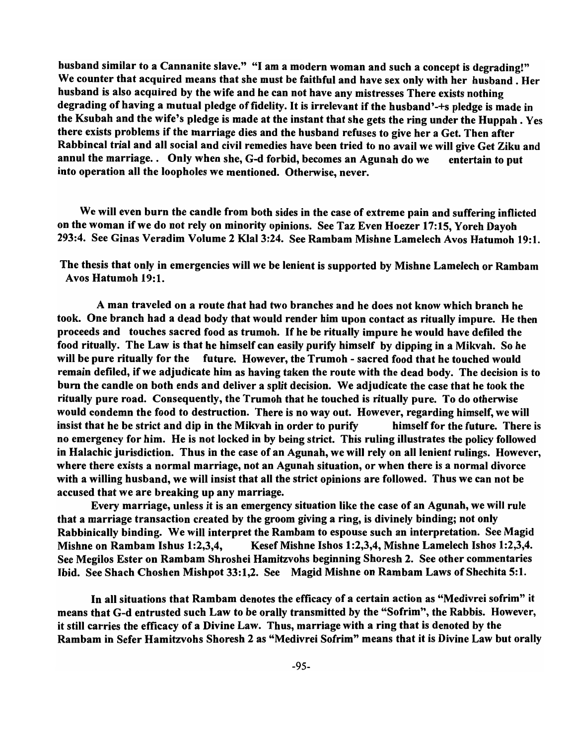husband similar to a Cannanite slave." "I am a modern woman and such a concept is degrading!" We counter that acquired means that she must be faithful and have sex only with her husband . Her husband is also acquired by the wife and he can not have any mistresses There exists nothing degrading of having a mutual pledge of fidelity. It is irrelevant if the husband'-+s pledge is made in the Ksubah and the wife's pledge is made at the instant that she gets the ring under the Huppah . Yes there exists problems if the marriage dies and the husband refuses to give her a Get. Then after Rabbincal trial and all social and civil remedies have been tried to no avail we will give Get Ziku and annul the marriage. . Only when she, G-d forbid, becomes an Agunah do we entertain to put into operation all the loopholes we mentioned. Otherwise, never.

We will even burn the candle from both sides in the case of extreme pain and suffering inflicted on the woman if we do not rely on minority opinions. See Taz Even Hoezer 17:15, Yoreh Dayoh 293:4. See Ginas Veradim Volume 2 Klal 3:24. See Rambam Mishne Lamelech Avos Hatumoh 19:1.

The thesis that only in emergencies will we be lenient is supported by Mishne Lamelech or Rambam Avos Hatumoh 19:1.

A man traveled on a route that had two branches and he does not know which branch he took. One branch had a dead body that would render him upon contact as ritually impure. He then proceeds and touches sacred food as trumoh. If he be ritually impure he would have defiled the food ritually. The Law is that he himself can easily purify himself by dipping in a Mikvah. So he will be pure ritually for the future. However, the Trumoh - sacred food that he touched would remain defiled, if we adjudicate him as having taken the route with the dead body. The decision is to burn the candle on both ends and deliver a split decision. We adjudicate the case that he took the ritually pure road. Consequently, the Trumoh that he touched is ritually pure. To do otherwise would condemn the food to destruction. There is no way out. However, regarding himself, we will insist that he be strict and dip in the Mikvah in order to purify himself for the future. There is no emergency for him. He is not locked in by being strict. This ruling illustrates the policy followed in Halachic jurisdiction. Thus in the case of an Agunah, we will rely on all lenient rulings. However, where there exists a normal marriage, not an Agunah situation, or when there is a normal divorce with a willing husband, we will insist that all the strict opinions are followed. Thus we can not be accused that we are breaking up any marriage.

Every marriage, unless it is an emergency situation like the case of an Agunah, we will rule that a marriage transaction created by the groom giving a ring, is divinely binding; not only Rabbinically binding. We will interpret the Rambam to espouse such an interpretation. See Magid Mishne on Rambam Ishus 1:2,3,4, Kesef Mishne Ishos 1:2,3,4, Mishne Lamelech Ishos 1:2,3,4. See Megilos Ester on Rambam Shroshei Hamitzvohs beginning Shoresh 2. See other commentaries Ibid. See Shach Choshen Mishpot 33:1,2. See Magid Mishne on Rambam Laws of Shechita 5:1.

In all situations that Rambam denotes the efficacy of a certain action as "Medivrei sofrim" it means that G-d entrusted such Law to be orally transmitted by the "Sofrim", the Rabbis. However, it still carries the efficacy of a Divine Law. Thus, marriage with a ring that is denoted by the Rambam in Sefer Hamitzvohs Shoresh 2 as "Medivrei Sofrim" means that it is Divine Law but orally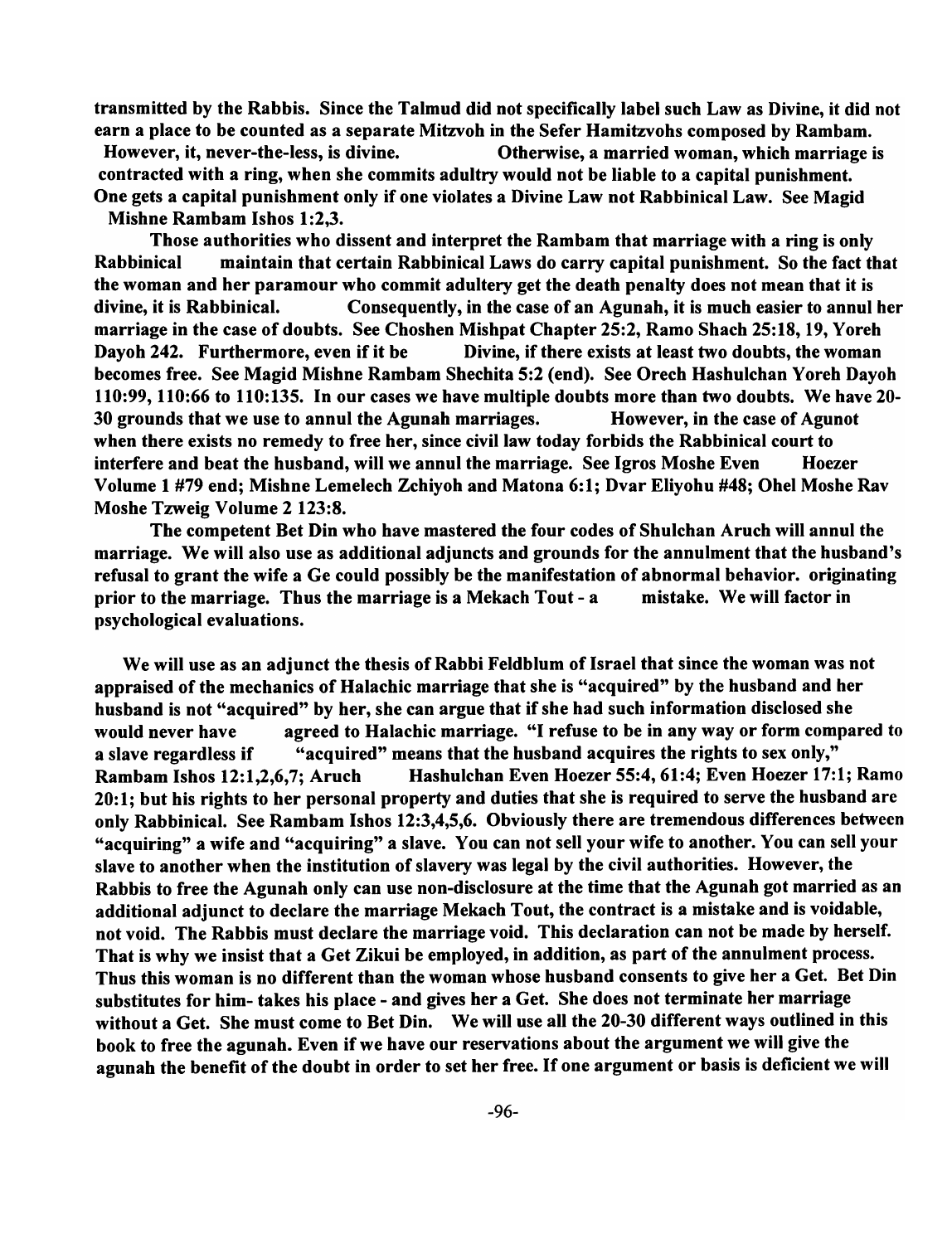**transmitted by the Rabbis. Since the Talmud did not specifically label such Law as Divine, it did not earn a place to be counted as a separate Mitzvoh in the Sefer Hamitzvohs composed by Rambam. However, it, never-the-less, is divine. Otherwise, a married woman, which marriage is contracted with a ring, when she commits adultry would not be liable to a capital punishment. One gets a capital punishment only if one violates a Divine Law not Rabbinical Law. See Magid Mishne Rambam Ishos 1:2,3.**

**Those authorities who dissent and interpret the Rambam that marriage with a ring is only Rabbinical maintain that certain Rabbinical Laws do carry capital punishment. So the fact that the woman and her paramour who commit adultery get the death penalty does not mean that it is divine, it is Rabbinical. Consequently, in the case of an Agunah, it is much easier to annul her marriage in the case of doubts. See Choshen Mishpat Chapter 25:2, Ramo Shach 25:18, 19, Yoreh Dayoh 242. Furthermore, even if it be Divine, if there exists at least two doubts, the woman becomes free. See Magid Mishne Rambam Shechita 5:2 (end). See Orech Hashulchan Yoreh Dayoh 110:99, 110:66 to 110:135. In our cases we have multiple doubts more than two doubts. We have 20-30 grounds that we use to annul the Agunah marriages. However, in the case of Agunot when there exists no remedy to free her, since civil law today forbids the Rabbinical court to interfere and beat the husband, will we annul the marriage. See Igros Moshe Even Hoezer Volume 1 #79 end; Mishne Lemelech Zchiyoh and Matona 6:1; Dvar Eliyohu #48; Ohel Moshe Rav Moshe Tzweig Volume 2 123:8.**

**The competent Bet Din who have mastered the four codes of Shulchan Aruch will annul the marriage. We will also use as additional adjuncts and grounds for the annulment that the husband's refusal to grant the wife a Ge could possibly be the manifestation of abnormal behavior. originating prior to the marriage. Thus the marriage is a Mekach Tout - a mistake. We will factor in psychological evaluations.**

**We will use as an adjunct the thesis of Rabbi Feldblum of Israel that since the woman was not appraised of the mechanics of Halachic marriage that she is "acquired" by the husband and her husband is not "acquired" by her, she can argue that if she had such information disclosed she would never have agreed to Halachic marriage. "I refuse to be in any way or form compared to a slave regardless if "acquired" means that the husband acquires the rights to sex only," Rambam Ishos 12:1,2,6,7; Aruch Hashulchan Even Hoezer 55:4, 61:4; Even Hoezer 17:1; Ramo 20:1; but his rights to her personal property and duties that she is required to serve the husband are only Rabbinical. See Rambam Ishos 12:3,4,5,6. Obviously there are tremendous differences between "acquiring" a wife and "acquiring" a slave. You can not sell your wife to another. You can sell your slave to another when the institution of slavery was legal by the civil authorities. However, the Rabbis to free the Agunah only can use non-disclosure at the time that the Agunah got married as an additional adjunct to declare the marriage Mekach Tout, the contract is a mistake and is voidable, not void. The Rabbis must declare the marriage void. This declaration can not be made by herself. That is why we insist that a Get Zikui be employed, in addition, as part of the annulment process. Thus this woman is no different than the woman whose husband consents to give her a Get. Bet Din substitutes for him- takes his place - and gives her a Get. She does not terminate her marriage without a Get. She must come to Bet Din. We will use all the 20-30 different ways outlined in this book to free the agunah. Even if we have our reservations about the argument we will give the agunah the benefit of the doubt in order to set her free. If one argument or basis is deficient we will**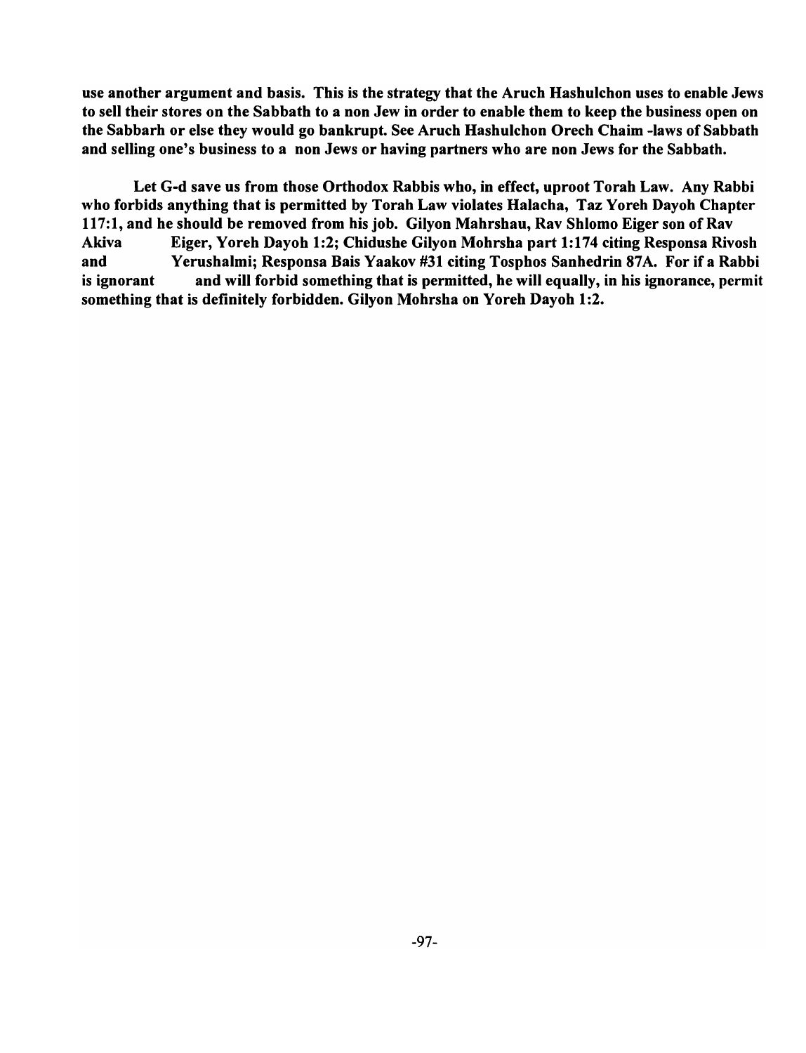**use another argument and basis. This is the strategy that the Aruch Hashulchon uses to enable Jews to sell their stores on the Sabbath to a non Jew in order to enable them to keep the business open on the Sabbarh or else they would go bankrupt. See Aruch Hashulchon Orech Chaim -laws of Sabbath and selling one's business to a non Jews or having partners who are non Jews for the Sabbath.**

**Let G-d save us from those Orthodox Rabbis who, in effect, uproot Torah Law. Any Rabbi who forbids anything that is permitted by Torah Law violates Halacha, Taz Yoreh Dayoh Chapter 117:1, and he should be removed from his job. Gilyon Mahrshau, Rav Shlomo Eiger son of Rav Akiva Eiger, Yoreh Dayoh 1:2; Chidushe Gilyon Mohrsha part 1:174 citing Responsa Rivosh and Yerushalmi; Responsa Bais Yaakov #31 citing Tosphos Sanhedrin 87A. For if a Rabbi is ignorant and will forbid something that is permitted, he will equally, in his ignorance, permit something that is definitely forbidden. Gilyon Mohrsha on Yoreh Dayoh 1:2.**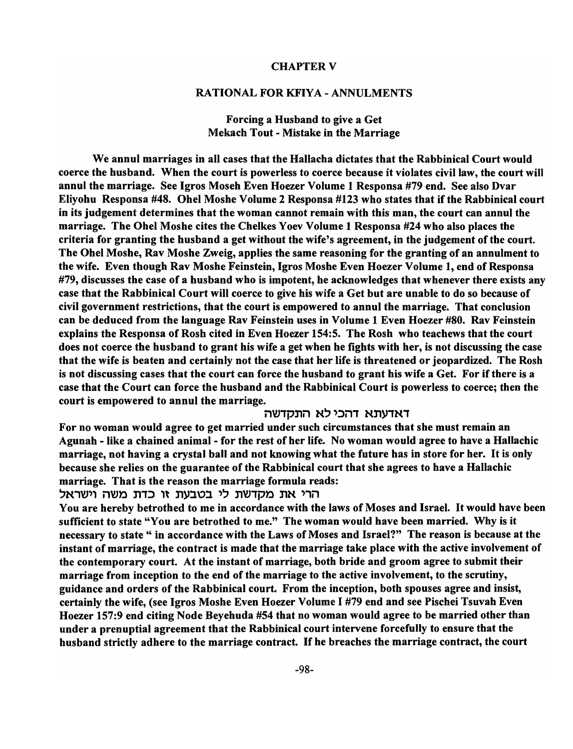## CHAPTER V

## RATIONAL FOR KFIYA - ANNULMENTS

### Forcing a Husband to give a Get
### Mekach Tout - Mistake in the Marriage

**We annul marriages in all cases that the Hallacha dictates that the Rabbinical Court would coerce the husband. When the court is powerless to coerce because it violates civil law, the court will annul the marriage. See Igros Moseh Even Hoezer Volume 1 Responsa #79 end. See also Dvar Eliyohu Responsa #48. Ohel Moshe Volume 2 Responsa #123 who states that if the Rabbinical court in its judgement determines that the woman cannot remain with this man, the court can annul the marriage. The Ohel Moshe cites the Chelkes Yoev Volume 1 Responsa #24 who also places the criteria for granting the husband a get without the wife's agreement, in the judgement of the court. The Ohel Moshe, Rav Moshe Zweig, applies the same reasoning for the granting of an annulment to the wife. Even though Rav Moshe Feinstein, Igros Moshe Even Hoezer Volume 1, end of Responsa #79, discusses the case of a husband who is impotent, he acknowledges that whenever there exists any case that the Rabbinical Court will coerce to give his wife a Get but are unable to do so because of civil government restrictions, that the court is empowered to annul the marriage. That conclusion can be deduced from the language Rav Feinstein uses in Volume 1 Even Hoezer #80. Rav Feinstein explains the Responsa of Rosh cited in Even Hoezer 154:5. The Rosh who teachews that the court does not coerce the husband to grant his wife a get when he fights with her, is not discussing the case that the wife is beaten and certainly not the case that her life is threatened or jeopardized. The Rosh is not discussing cases that the court can force the husband to grant his wife a Get. For if there is a case that the Court can force the husband and the Rabbinical Court is powerless to coerce; then the court is empowered to annul the marriage.**

**דאדעתא דהכי לא התקדשה**

**For no woman would agree to get married under such circumstances that she must remain an Agunah - like a chained animal - for the rest of her life. No woman would agree to have a Hallachic marriage, not having a crystal ball and not knowing what the future has in store for her. It is only because she relies on the guarantee of the Rabbinical court that she agrees to have a Hallachic marriage. That is the reason the marriage formula reads:**

**הרי את מקדשת לי בטבעת זו כדת משה וישראל**

**You are hereby betrothed to me in accordance with the laws of Moses and Israel. It would have been sufficient to state "You are betrothed to me." The woman would have been married. Why is it necessary to state " in accordance with the Laws of Moses and Israel?" The reason is because at the instant of marriage, the contract is made that the marriage take place with the active involvement of the contemporary court. At the instant of marriage, both bride and groom agree to submit their marriage from inception to the end of the marriage to the active involvement, to the scrutiny, guidance and orders of the Rabbinical court. From the inception, both spouses agree and insist, certainly the wife, (see Igros Moshe Even Hoezer Volume I #79 end and see Pischei Tsuvah Even Hoezer 157:9 end citing Node Beyehuda #54 that no woman would agree to be married other than under a prenuptial agreement that the Rabbinical court intervene forcefully to ensure that the husband strictly adhere to the marriage contract. If he breaches the marriage contract, the court**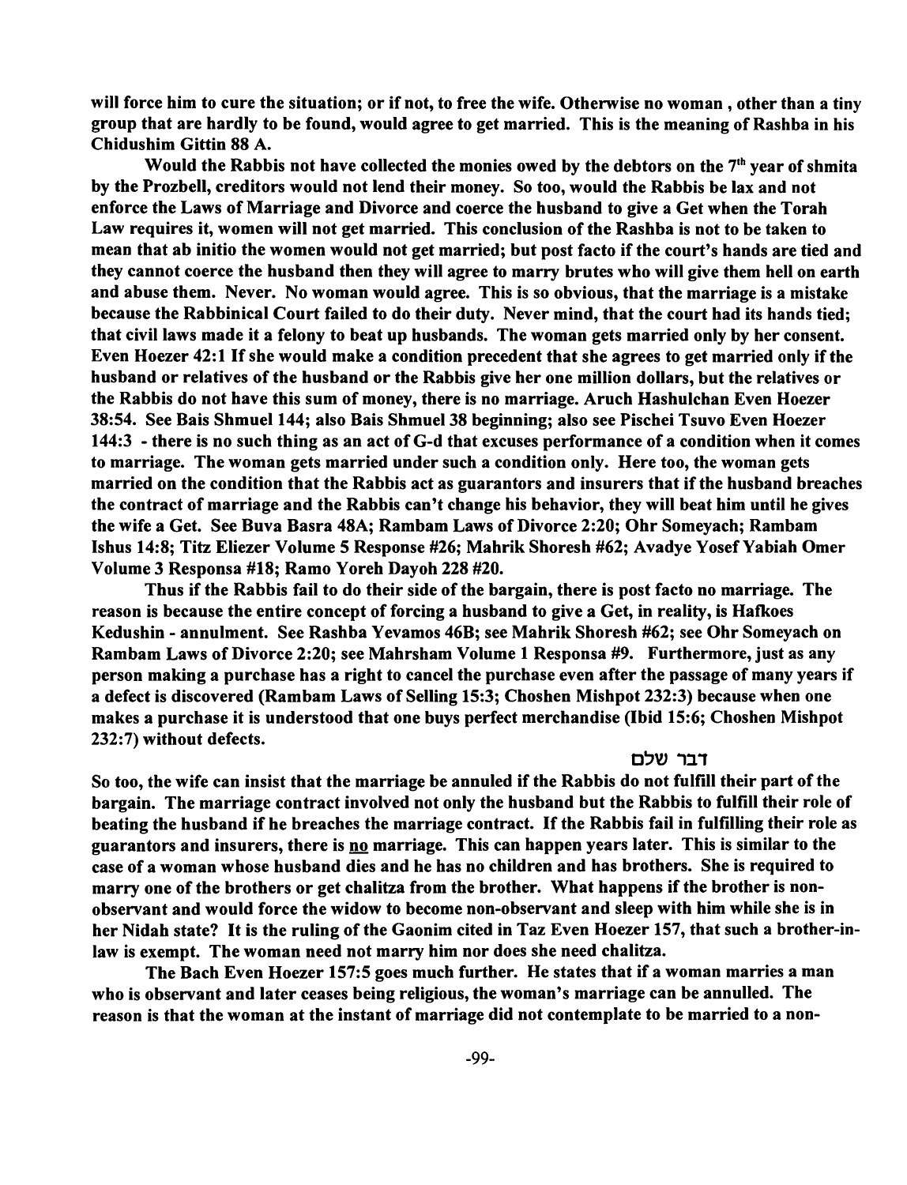**will force him to cure the situation; or if not, to free the wife. Otherwise no woman , other than a tiny group that are hardly to be found, would agree to get married. This is the meaning of Rashba in his Chidushim Gittin 88 A.**

**Would the Rabbis not have collected the monies owed by the debtors on the 7th year of shmita by the Prozbell, creditors would not lend their money. So too, would the Rabbis be lax and not enforce the Laws of Marriage and Divorce and coerce the husband to give a Get when the Torah Law requires it, women will not get married. This conclusion of the Rashba is not to be taken to mean that ab initio the women would not get married; but post facto if the court's hands are tied and they cannot coerce the husband then they will agree to marry brutes who will give them hell on earth and abuse them. Never. No woman would agree. This is so obvious, that the marriage is a mistake because the Rabbinical Court failed to do their duty. Never mind, that the court had its hands tied; that civil laws made it a felony to beat up husbands. The woman gets married only by her consent. Even Hoezer 42:1 If she would make a condition precedent that she agrees to get married only if the husband or relatives of the husband or the Rabbis give her one million dollars, but the relatives or the Rabbis do not have this sum of money, there is no marriage. Aruch Hashulchan Even Hoezer 38:54. See Bais Shmuel 144; also Bais Shmuel 38 beginning; also see Pischei Tsuvo Even Hoezer 144:3 - there is no such thing as an act of G-d that excuses performance of a condition when it comes to marriage. The woman gets married under such a condition only. Here too, the woman gets married on the condition that the Rabbis act as guarantors and insurers that if the husband breaches the contract of marriage and the Rabbis can't change his behavior, they will beat him until he gives the wife a Get. See Buva Basra 48A; Rambam Laws of Divorce 2:20; Ohr Someyach; Rambam Ishus 14:8; Titz Eliezer Volume 5 Response #26; Mahrik Shoresh #62; Avadye Yosef Yabiah Omer Volume 3 Responsa #18; Ramo Yoreh Dayoh 228 #20.**

**Thus if the Rabbis fail to do their side of the bargain, there is post facto no marriage. The reason is because the entire concept of forcing a husband to give a Get, in reality, is Hafkoes Kedushin - annulment. See Rashba Yevamos 46B; see Mahrik Shoresh #62; see Ohr Someyach on Rambam Laws of Divorce 2:20; see Mahrsham Volume 1 Responsa #9. Furthermore, just as any person making a purchase has a right to cancel the purchase even after the passage of many years if a defect is discovered (Rambam Laws of Selling 15:3; Choshen Mishpot 232:3) because when one makes a purchase it is understood that one buys perfect merchandise (Ibid 15:6; Choshen Mishpot 232:7) without defects.**

דבר שלם

**So too, the wife can insist that the marriage be annuled if the Rabbis do not fulfill their part of the bargain. The marriage contract involved not only the husband but the Rabbis to fulfill their role of beating the husband if he breaches the marriage contract. If the Rabbis fail in fulfilling their role as guarantors and insurers, there is <u>no</u> marriage. This can happen years later. This is similar to the case of a woman whose husband dies and he has no children and has brothers. She is required to marry one of the brothers or get chalitza from the brother. What happens if the brother is non-observant and would force the widow to become non-observant and sleep with him while she is in her Nidah state? It is the ruling of the Gaonim cited in Taz Even Hoezer 157, that such a brother-in-law is exempt. The woman need not marry him nor does she need chalitza.**

**The Bach Even Hoezer 157:5 goes much further. He states that if a woman marries a man who is observant and later ceases being religious, the woman's marriage can be annulled. The reason is that the woman at the instant of marriage did not contemplate to be married to a non-**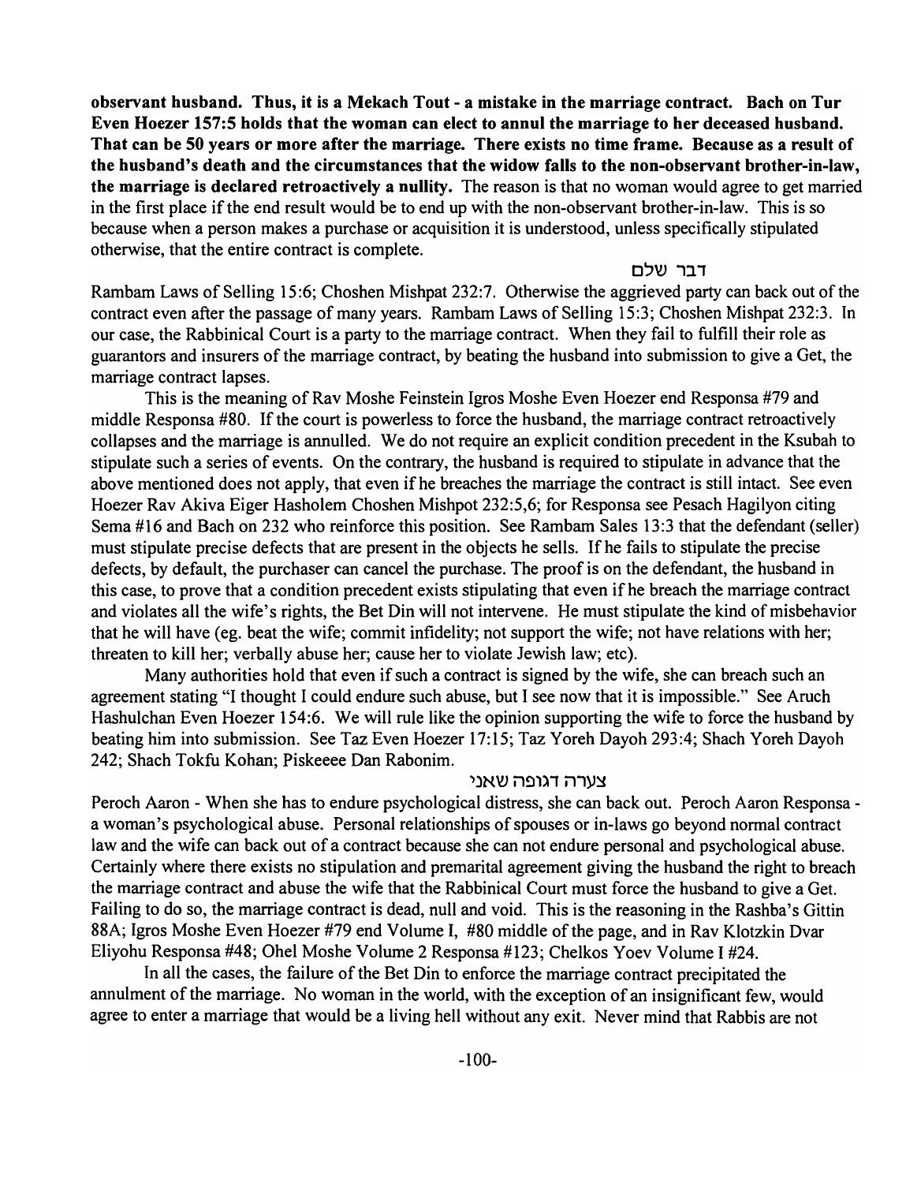**observant husband. Thus, it is a Mekach Tout - a mistake in the marriage contract. Bach on Tur Even Hoezer 157:5 holds that the woman can elect to annul the marriage to her deceased husband. That can be 50 years or more after the marriage. There exists no time frame. Because as a result of the husband's death and the circumstances that the widow falls to the non-observant brother-in-law, the marriage is declared retroactively a nullity.** The reason is that no woman would agree to get married in the first place if the end result would be to end up with the non-observant brother-in-law. This is so because when a person makes a purchase or acquisition it is understood, unless specifically stipulated otherwise, that the entire contract is complete.

דבר שלם

Rambam Laws of Selling 15:6; Choshen Mishpat 232:7. Otherwise the aggrieved party can back out of the contract even after the passage of many years. Rambam Laws of Selling 15:3; Choshen Mishpat 232:3. In our case, the Rabbinical Court is a party to the marriage contract. When they fail to fulfill their role as guarantors and insurers of the marriage contract, by beating the husband into submission to give a Get, the marriage contract lapses.

This is the meaning of Rav Moshe Feinstein Igros Moshe Even Hoezer end Responsa #79 and middle Responsa #80. If the court is powerless to force the husband, the marriage contract retroactively collapses and the marriage is annulled. We do not require an explicit condition precedent in the Ksubah to stipulate such a series of events. On the contrary, the husband is required to stipulate in advance that the above mentioned does not apply, that even if he breaches the marriage the contract is still intact. See even Hoezer Rav Akiva Eiger Hasholem Choshen Mishpot 232:5,6; for Responsa see Pesach Hagilyon citing Sema #16 and Bach on 232 who reinforce this position. See Rambam Sales 13:3 that the defendant (seller) must stipulate precise defects that are present in the objects he sells. If he fails to stipulate the precise defects, by default, the purchaser can cancel the purchase. The proof is on the defendant, the husband in this case, to prove that a condition precedent exists stipulating that even if he breach the marriage contract and violates all the wife's rights, the Bet Din will not intervene. He must stipulate the kind of misbehavior that he will have (eg. beat the wife; commit infidelity; not support the wife; not have relations with her; threaten to kill her; verbally abuse her; cause her to violate Jewish law; etc).

Many authorities hold that even if such a contract is signed by the wife, she can breach such an agreement stating "I thought I could endure such abuse, but I see now that it is impossible." See Aruch Hashulchan Even Hoezer 154:6. We will rule like the opinion supporting the wife to force the husband by beating him into submission. See Taz Even Hoezer 17:15; Taz Yoreh Dayoh 293:4; Shach Yoreh Dayoh 242; Shach Tokfu Kohan; Piskeeee Dan Rabonim.

צערה דגופה שאני

Peroch Aaron - When she has to endure psychological distress, she can back out. Peroch Aaron Responsa - a woman's psychological abuse. Personal relationships of spouses or in-laws go beyond normal contract law and the wife can back out of a contract because she can not endure personal and psychological abuse. Certainly where there exists no stipulation and premarital agreement giving the husband the right to breach the marriage contract and abuse the wife that the Rabbinical Court must force the husband to give a Get. Failing to do so, the marriage contract is dead, null and void. This is the reasoning in the Rashba's Gittin 88A; Igros Moshe Even Hoezer #79 end Volume I, #80 middle of the page, and in Rav Klotzkin Dvar Eliyohu Responsa #48; Ohel Moshe Volume 2 Responsa #123; Chelkos Yoev Volume I #24.

In all the cases, the failure of the Bet Din to enforce the marriage contract precipitated the annulment of the marriage. No woman in the world, with the exception of an insignificant few, would agree to enter a marriage that would be a living hell without any exit. Never mind that Rabbis are not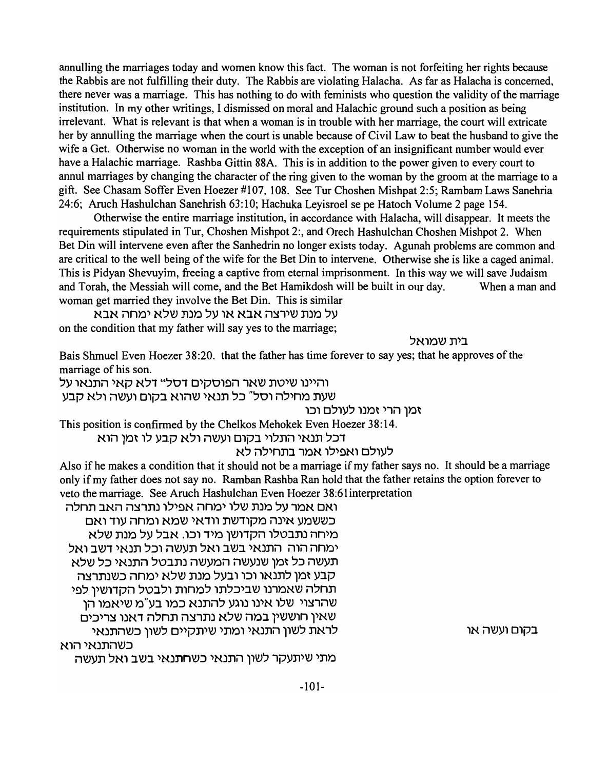annulling the marriages today and women know this fact. The woman is not forfeiting her rights because the Rabbis are not fulfilling their duty. The Rabbis are violating Halacha. As far as Halacha is concerned, there never was a marriage. This has nothing to do with feminists who question the validity of the marriage institution. In my other writings, I dismissed on moral and Halachic ground such a position as being irrelevant. What is relevant is that when a woman is in trouble with her marriage, the court will extricate her by annulling the marriage when the court is unable because of Civil Law to beat the husband to give the wife a Get. Otherwise no woman in the world with the exception of an insignificant number would ever have a Halachic marriage. Rashba Gittin 88A. This is in addition to the power given to every court to annul marriages by changing the character of the ring given to the woman by the groom at the marriage to a gift. See Chasam Soffer Even Hoezer #107, 108. See Tur Choshen Mishpat 2:5; Rambam Laws Sanehria 24:6; Aruch Hashulchan Sanehrish 63:10; Hachuka Leyisroel se pe Hatoch Volume 2 page 154.

Otherwise the entire marriage institution, in accordance with Halacha, will disappear. It meets the requirements stipulated in Tur, Choshen Mishpot 2:, and Orech Hashulchan Choshen Mishpot 2. When Bet Din will intervene even after the Sanhedrin no longer exists today. Agunah problems are common and are critical to the well being of the wife for the Bet Din to intervene. Otherwise she is like a caged animal. This is Pidyan Shevuyim, freeing a captive from eternal imprisonment. In this way we will save Judaism and Torah, the Messiah will come, and the Bet Hamikdosh will be built in our day. When a man and woman get married they involve the Bet Din. This is similar

על מנת שירצה אבא או על מנת שלא ימחה אבא

on the condition that my father will say yes to the marriage;

בית שמואל

Bais Shmuel Even Hoezer 38:20. that the father has time forever to say yes; that he approves of the marriage of his son.

והיינו שיטת שאר הפוסקים דסל" דלא קאי התנאו על שעת מחילה וסל" כל תנאי שהוא בקום ועשה ולא קבע זמן הרי זמנו לעולם וכו

This position is confirmed by the Chelkos Mehokek Even Hoezer 38:14.

דכל תנאי התלוי בקום ועשה ולא קבע לו זמן הוא לעולם ואפילו אמר בתחילה לא

Also if he makes a condition that it should not be a marriage if my father says no. It should be a marriage only if my father does not say no. Ramban Rashba Ran hold that the father retains the option forever to veto the marriage. See Aruch Hashulchan Even Hoezer 38:61 interpretation

ואם אמר על מנת שלו ימחה אפילו נתרצה האב תחלה כששמע אינה מקודשת וודאי שמא ומחה עוד ואם מיחה נתבטלו הקדושין מיד וכו. אבל על מנת שלא ימחה הוה התנאי בשב ואל תעשה וכל תנאי דשב ואל תעשה כל זמן שנעשה המעשה נתבטל התנאי כל שלא קבע זמן לתנאו וכו ובעל מנת שלא ימחה כשנתרצה תחלה שאמרנו שביכלתו למחות ולבטל הקדושין לפי שהרצוי שלו אינו נוגע להתנא כמו בע"מ שיאמו הן שאין חוששין במה שלא נתרצה תחלה דאנו צריכים לראות לשון התנאי ומתי שיתקיים לשון כשהתנאי כשהתנאי הוא בקום ועשה או מתי שיתעקר לשון התנאי כשהתנאי בשב ואל תעשה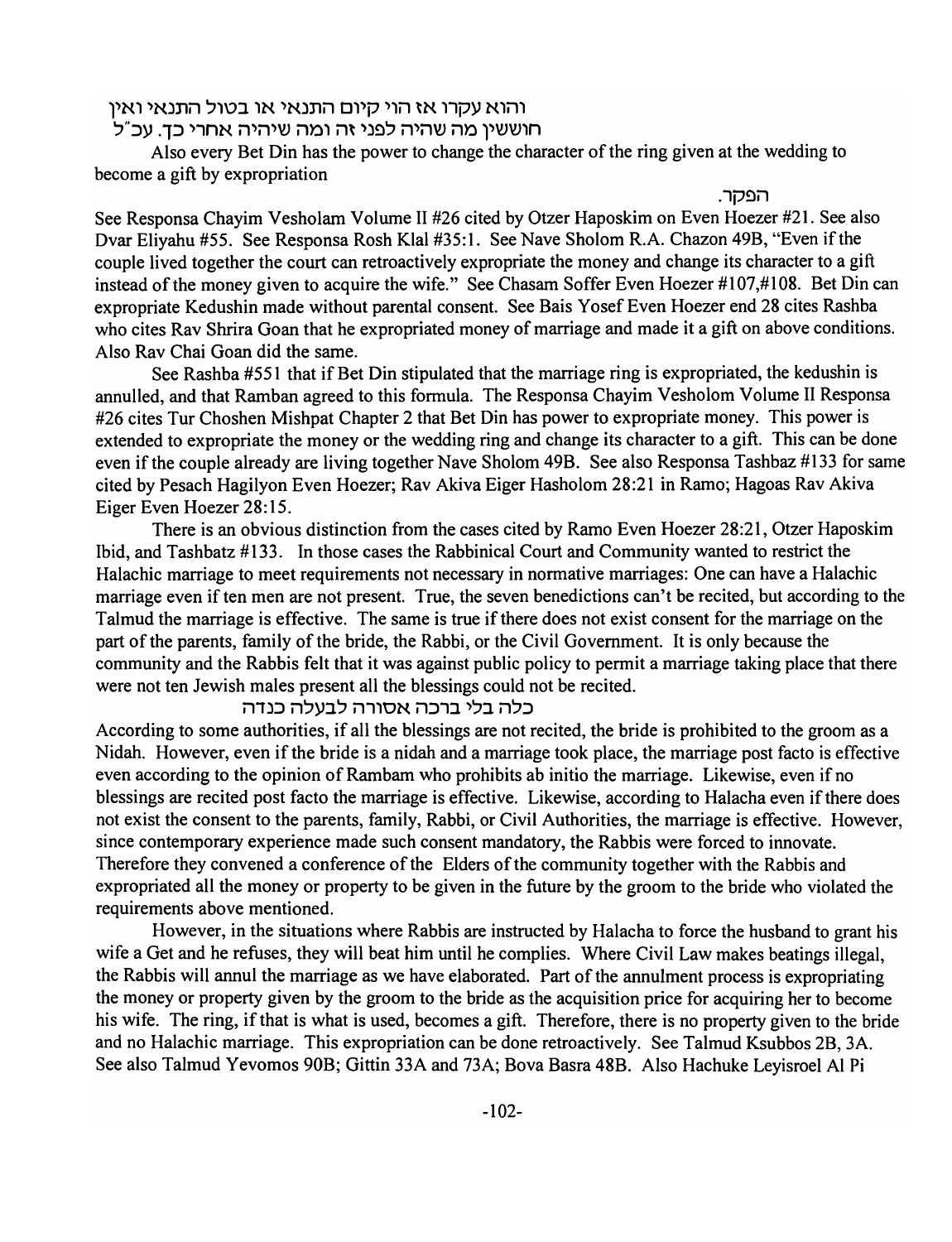והוא עקרו אז הוי קיום התנאי או בטול התנאי ואין חושש מה שהיה לפני זה ומה שיהיה אחרי כך. עכ"ל

Also every Bet Din has the power to change the character of the ring given at the wedding to become a gift by expropriation

הפקר.

See Responsa Chayim Vesholam Volume II #26 cited by Otzer Haposkim on Even Hoezer #21. See also Dvar Eliyahu #55. See Responsa Rosh Klal #35:1. See Nave Sholom R.A. Chazon 49B, "Even if the couple lived together the court can retroactively expropriate the money and change its character to a gift instead of the money given to acquire the wife." See Chasam Soffer Even Hoezer #107,#108. Bet Din can expropriate Kedushin made without parental consent. See Bais Yosef Even Hoezer end 28 cites Rashba who cites Rav Shrira Goan that he expropriated money of marriage and made it a gift on above conditions. Also Rav Chai Goan did the same.

See Rashba #551 that if Bet Din stipulated that the marriage ring is expropriated, the kedushin is annulled, and that Ramban agreed to this formula. The Responsa Chayim Vesholom Volume II Responsa #26 cites Tur Choshen Mishpat Chapter 2 that Bet Din has power to expropriate money. This power is extended to expropriate the money or the wedding ring and change its character to a gift. This can be done even if the couple already are living together Nave Sholom 49B. See also Responsa Tashbaz #133 for same cited by Pesach Hagilyon Even Hoezer; Rav Akiva Eiger Hasholom 28:21 in Ramo; Hagoas Rav Akiva Eiger Even Hoezer 28:15.

There is an obvious distinction from the cases cited by Ramo Even Hoezer 28:21, Otzer Haposkim Ibid, and Tashbatz #133. In those cases the Rabbinical Court and Community wanted to restrict the Halachic marriage to meet requirements not necessary in normative marriages: One can have a Halachic marriage even if ten men are not present. True, the seven benedictions can't be recited, but according to the Talmud the marriage is effective. The same is true if there does not exist consent for the marriage on the part of the parents, family of the bride, the Rabbi, or the Civil Government. It is only because the community and the Rabbis felt that it was against public policy to permit a marriage taking place that there were not ten Jewish males present all the blessings could not be recited.

כלה בלי ברכה אסורה לבעלה כנדה

According to some authorities, if all the blessings are not recited, the bride is prohibited to the groom as a Nidah. However, even if the bride is a nidah and a marriage took place, the marriage post facto is effective even according to the opinion of Rambam who prohibits ab initio the marriage. Likewise, even if no blessings are recited post facto the marriage is effective. Likewise, according to Halacha even if there does not exist the consent to the parents, family, Rabbi, or Civil Authorities, the marriage is effective. However, since contemporary experience made such consent mandatory, the Rabbis were forced to innovate. Therefore they convened a conference of the Elders of the community together with the Rabbis and expropriated all the money or property to be given in the future by the groom to the bride who violated the requirements above mentioned.

However, in the situations where Rabbis are instructed by Halacha to force the husband to grant his wife a Get and he refuses, they will beat him until he complies. Where Civil Law makes beatings illegal, the Rabbis will annul the marriage as we have elaborated. Part of the annulment process is expropriating the money or property given by the groom to the bride as the acquisition price for acquiring her to become his wife. The ring, if that is what is used, becomes a gift. Therefore, there is no property given to the bride and no Halachic marriage. This expropriation can be done retroactively. See Talmud Ksubbos 2B, 3A. See also Talmud Yevomos 90B; Gittin 33A and 73A; Bova Basra 48B. Also Hachuke Leyisroel Al Pi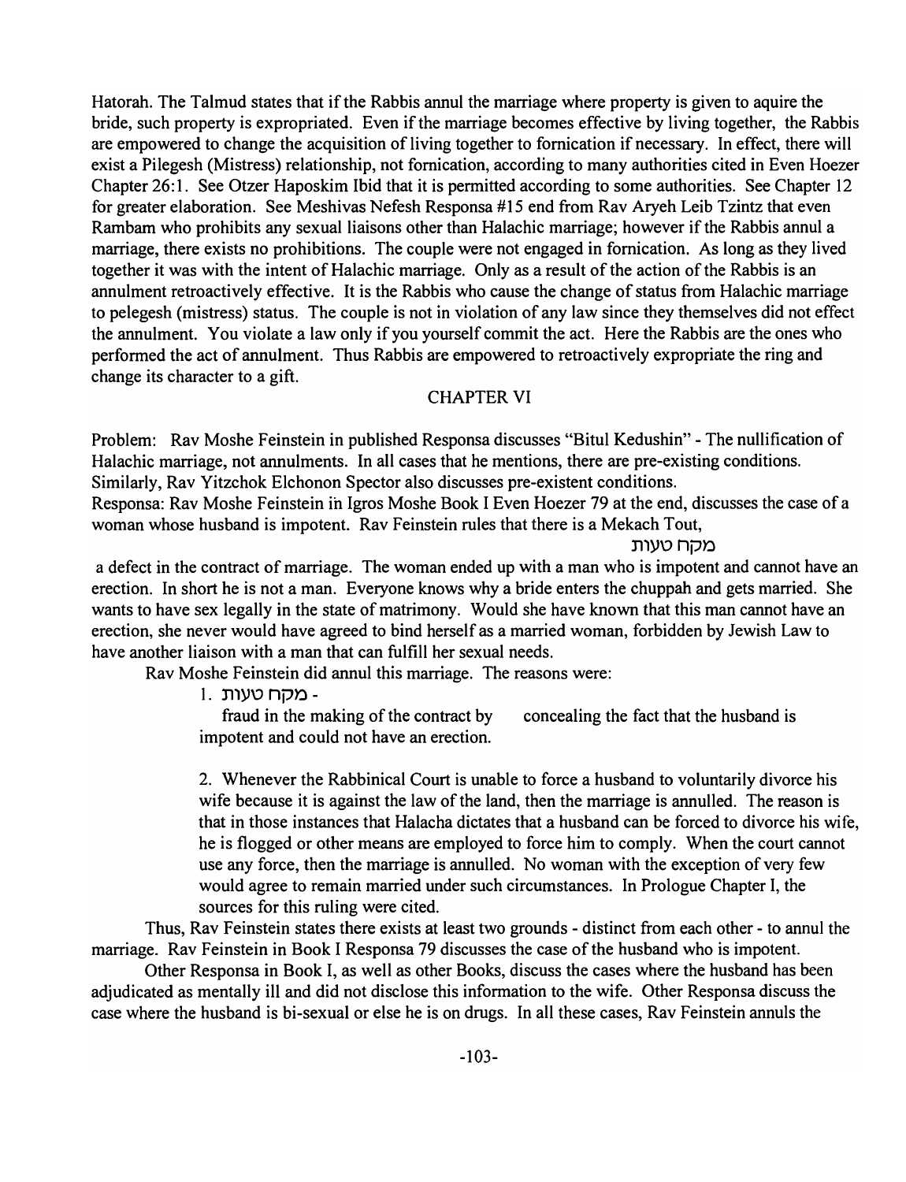Hatorah. The Talmud states that if the Rabbis annul the marriage where property is given to aquire the bride, such property is expropriated. Even if the marriage becomes effective by living together, the Rabbis are empowered to change the acquisition of living together to fornication if necessary. In effect, there will exist a Pilegesh (Mistress) relationship, not fornication, according to many authorities cited in Even Hoezer Chapter 26:1. See Otzer Haposkim Ibid that it is permitted according to some authorities. See Chapter 12 for greater elaboration. See Meshivas Nefesh Responsa #15 end from Rav Aryeh Leib Tzintz that even Rambam who prohibits any sexual liaisons other than Halachic marriage; however if the Rabbis annul a marriage, there exists no prohibitions. The couple were not engaged in fornication. As long as they lived together it was with the intent of Halachic marriage. Only as a result of the action of the Rabbis is an annulment retroactively effective. It is the Rabbis who cause the change of status from Halachic marriage to pelegesh (mistress) status. The couple is not in violation of any law since they themselves did not effect the annulment. You violate a law only if you yourself commit the act. Here the Rabbis are the ones who performed the act of annulment. Thus Rabbis are empowered to retroactively expropriate the ring and change its character to a gift.

## CHAPTER VI

Problem: Rav Moshe Feinstein in published Responsa discusses "Bitul Kedushin" - The nullification of Halachic marriage, not annulments. In all cases that he mentions, there are pre-existing conditions. Similarly, Rav Yitzchok Elchonon Spector also discusses pre-existent conditions.

Responsa: Rav Moshe Feinstein in Igros Moshe Book I Even Hoezer 79 at the end, discusses the case of a woman whose husband is impotent. Rav Feinstein rules that there is a Mekach Tout,

מקח טעות

a defect in the contract of marriage. The woman ended up with a man who is impotent and cannot have an erection. In short he is not a man. Everyone knows why a bride enters the chuppah and gets married. She wants to have sex legally in the state of matrimony. Would she have known that this man cannot have an erection, she never would have agreed to bind herself as a married woman, forbidden by Jewish Law to have another liaison with a man that can fulfill her sexual needs.

Rav Moshe Feinstein did annul this marriage. The reasons were:

1. מקח טעות - fraud in the making of the contract by concealing the fact that the husband is impotent and could not have an erection.

2. Whenever the Rabbinical Court is unable to force a husband to voluntarily divorce his wife because it is against the law of the land, then the marriage is annulled. The reason is that in those instances that Halacha dictates that a husband can be forced to divorce his wife, he is flogged or other means are employed to force him to comply. When the court cannot use any force, then the marriage is annulled. No woman with the exception of very few would agree to remain married under such circumstances. In Prologue Chapter I, the sources for this ruling were cited.

Thus, Rav Feinstein states there exists at least two grounds - distinct from each other - to annul the marriage. Rav Feinstein in Book I Responsa 79 discusses the case of the husband who is impotent.

Other Responsa in Book I, as well as other Books, discuss the cases where the husband has been adjudicated as mentally ill and did not disclose this information to the wife. Other Responsa discuss the case where the husband is bi-sexual or else he is on drugs. In all these cases, Rav Feinstein annuls the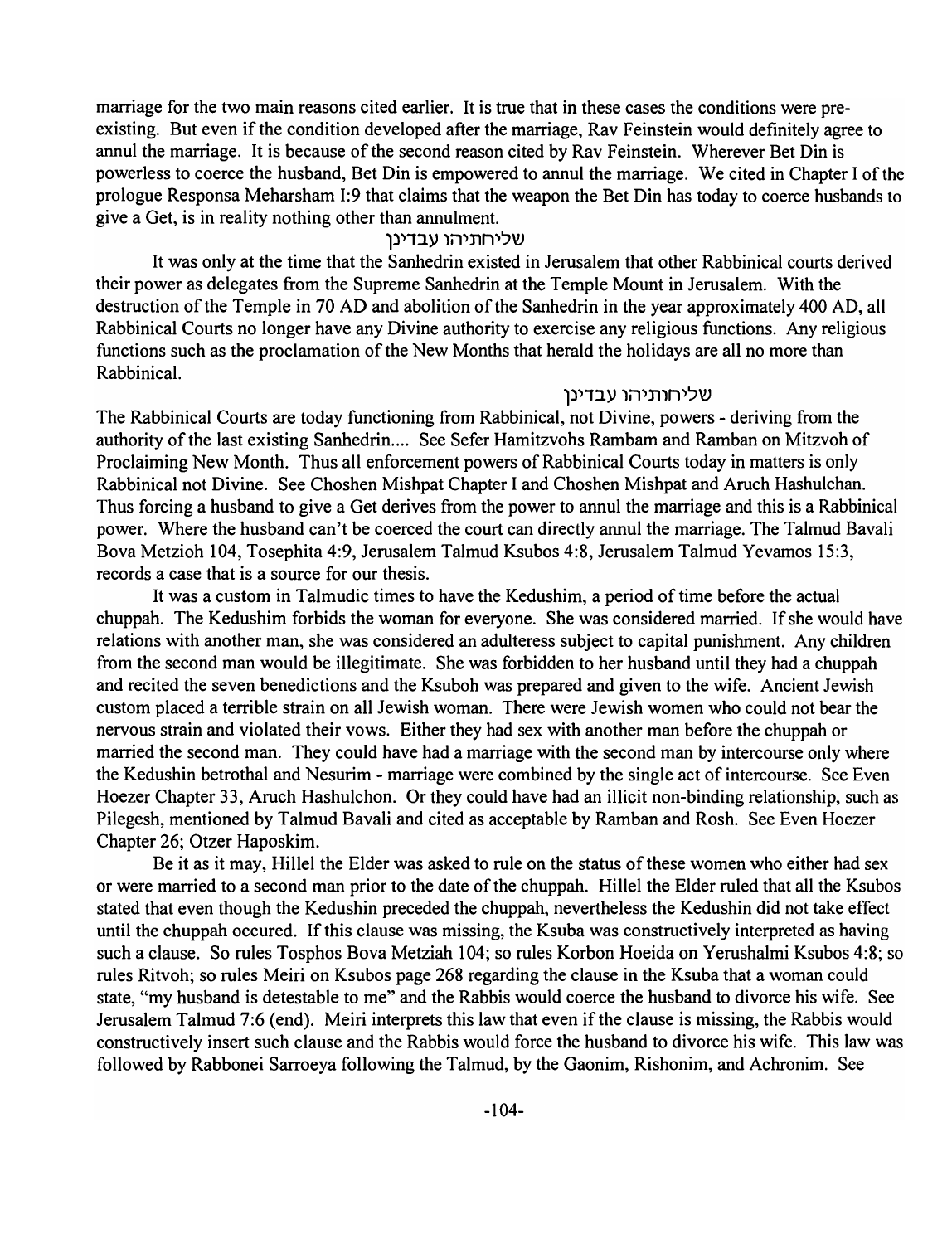marriage for the two main reasons cited earlier. It is true that in these cases the conditions were pre-existing. But even if the condition developed after the marriage, Rav Feinstein would definitely agree to annul the marriage. It is because of the second reason cited by Rav Feinstein. Wherever Bet Din is powerless to coerce the husband, Bet Din is empowered to annul the marriage. We cited in Chapter I of the prologue Responsa Meharsham I:9 that claims that the weapon the Bet Din has today to coerce husbands to give a Get, is in reality nothing other than annulment.

שליחתיהו עבדינן

It was only at the time that the Sanhedrin existed in Jerusalem that other Rabbinical courts derived their power as delegates from the Supreme Sanhedrin at the Temple Mount in Jerusalem. With the destruction of the Temple in 70 AD and abolition of the Sanhedrin in the year approximately 400 AD, all Rabbinical Courts no longer have any Divine authority to exercise any religious functions. Any religious functions such as the proclamation of the New Months that herald the holidays are all no more than Rabbinical.

שליחותיהו עבדינן

The Rabbinical Courts are today functioning from Rabbinical, not Divine, powers - deriving from the authority of the last existing Sanhedrin.... See Sefer Hamitzvohs Rambam and Ramban on Mitzvoh of Proclaiming New Month. Thus all enforcement powers of Rabbinical Courts today in matters is only Rabbinical not Divine. See Choshen Mishpat Chapter I and Choshen Mishpat and Aruch Hashulchan. Thus forcing a husband to give a Get derives from the power to annul the marriage and this is a Rabbinical power. Where the husband can't be coerced the court can directly annul the marriage. The Talmud Bavali Bova Metzioh 104, Tosephita 4:9, Jerusalem Talmud Ksubos 4:8, Jerusalem Talmud Yevamos 15:3, records a case that is a source for our thesis.

It was a custom in Talmudic times to have the Kedushim, a period of time before the actual chuppah. The Kedushim forbids the woman for everyone. She was considered married. If she would have relations with another man, she was considered an adulteress subject to capital punishment. Any children from the second man would be illegitimate. She was forbidden to her husband until they had a chuppah and recited the seven benedictions and the Ksuboh was prepared and given to the wife. Ancient Jewish custom placed a terrible strain on all Jewish woman. There were Jewish women who could not bear the nervous strain and violated their vows. Either they had sex with another man before the chuppah or married the second man. They could have had a marriage with the second man by intercourse only where the Kedushin betrothal and Nesurim - marriage were combined by the single act of intercourse. See Even Hoezer Chapter 33, Aruch Hashulchon. Or they could have had an illicit non-binding relationship, such as Pilegesh, mentioned by Talmud Bavali and cited as acceptable by Ramban and Rosh. See Even Hoezer Chapter 26; Otzer Haposkim.

Be it as it may, Hillel the Elder was asked to rule on the status of these women who either had sex or were married to a second man prior to the date of the chuppah. Hillel the Elder ruled that all the Ksubos stated that even though the Kedushin preceded the chuppah, nevertheless the Kedushin did not take effect until the chuppah occured. If this clause was missing, the Ksuba was constructively interpreted as having such a clause. So rules Tosphos Bova Metziah 104; so rules Korbon Hoeida on Yerushalmi Ksubos 4:8; so rules Ritvoh; so rules Meiri on Ksubos page 268 regarding the clause in the Ksuba that a woman could state, "my husband is detestable to me" and the Rabbis would coerce the husband to divorce his wife. See Jerusalem Talmud 7:6 (end). Meiri interprets this law that even if the clause is missing, the Rabbis would constructively insert such clause and the Rabbis would force the husband to divorce his wife. This law was followed by Rabbonei Sarroeya following the Talmud, by the Gaonim, Rishonim, and Achronim. See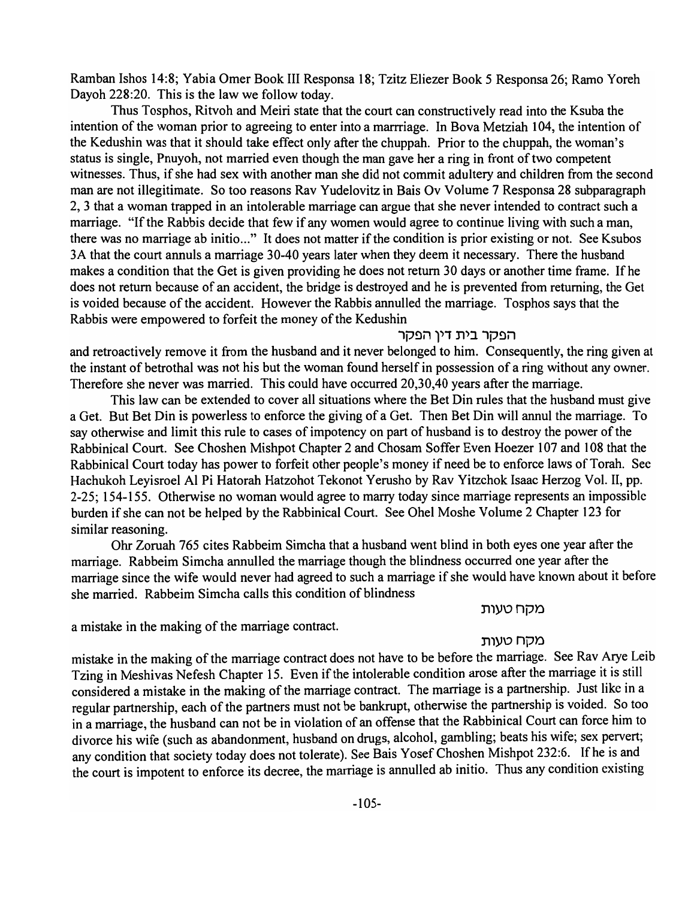Ramban Ishos 14:8; Yabia Omer Book III Responsa 18; Tzitz Eliezer Book 5 Responsa 26; Ramo Yoreh Dayoh 228:20. This is the law we follow today.

Thus Tosphos, Ritvoh and Meiri state that the court can constructively read into the Ksuba the intention of the woman prior to agreeing to enter into a marrriage. In Bova Metziah 104, the intention of the Kedushin was that it should take effect only after the chuppah. Prior to the chuppah, the woman's status is single, Pnuyoh, not married even though the man gave her a ring in front of two competent witnesses. Thus, if she had sex with another man she did not commit adultery and children from the second man are not illegitimate. So too reasons Rav Yudelovitz in Bais Ov Volume 7 Responsa 28 subparagraph 2, 3 that a woman trapped in an intolerable marriage can argue that she never intended to contract such a marriage. "If the Rabbis decide that few if any women would agree to continue living with such a man, there was no marriage ab initio..." It does not matter if the condition is prior existing or not. See Ksubos 3A that the court annuls a marriage 30-40 years later when they deem it necessary. There the husband makes a condition that the Get is given providing he does not return 30 days or another time frame. If he does not return because of an accident, the bridge is destroyed and he is prevented from returning, the Get is voided because of the accident. However the Rabbis annulled the marriage. Tosphos says that the Rabbis were empowered to forfeit the money of the Kedushin

הפקר בית דין הפקר

and retroactively remove it from the husband and it never belonged to him. Consequently, the ring given at the instant of betrothal was not his but the woman found herself in possession of a ring without any owner. Therefore she never was married. This could have occurred 20,30,40 years after the marriage.

This law can be extended to cover all situations where the Bet Din rules that the husband must give a Get. But Bet Din is powerless to enforce the giving of a Get. Then Bet Din will annul the marriage. To say otherwise and limit this rule to cases of impotency on part of husband is to destroy the power of the Rabbinical Court. See Choshen Mishpot Chapter 2 and Chosam Soffer Even Hoezer 107 and 108 that the Rabbinical Court today has power to forfeit other people's money if need be to enforce laws of Torah. See Hachukoh Leyisroel Al Pi Hatorah Hatzohot Tekonot Yerusho by Rav Yitzchok Isaac Herzog Vol. II, pp. 2-25; 154-155. Otherwise no woman would agree to marry today since marriage represents an impossible burden if she can not be helped by the Rabbinical Court. See Ohel Moshe Volume 2 Chapter 123 for similar reasoning.

Ohr Zoruah 765 cites Rabbeim Simcha that a husband went blind in both eyes one year after the marriage. Rabbeim Simcha annulled the marriage though the blindness occurred one year after the marriage since the wife would never had agreed to such a marriage if she would have known about it before she married. Rabbeim Simcha calls this condition of blindness

מקח טעות

a mistake in the making of the marriage contract.

מקח טעות

mistake in the making of the marriage contract does not have to be before the marriage. See Rav Arye Leib Tzing in Meshivas Nefesh Chapter 15. Even if the intolerable condition arose after the marriage it is still considered a mistake in the making of the marriage contract. The marriage is a partnership. Just like in a regular partnership, each of the partners must not be bankrupt, otherwise the partnership is voided. So too in a marriage, the husband can not be in violation of an offense that the Rabbinical Court can force him to divorce his wife (such as abandonment, husband on drugs, alcohol, gambling; beats his wife; sex pervert; any condition that society today does not tolerate). See Bais Yosef Choshen Mishpot 232:6. If he is and the court is impotent to enforce its decree, the marriage is annulled ab initio. Thus any condition existing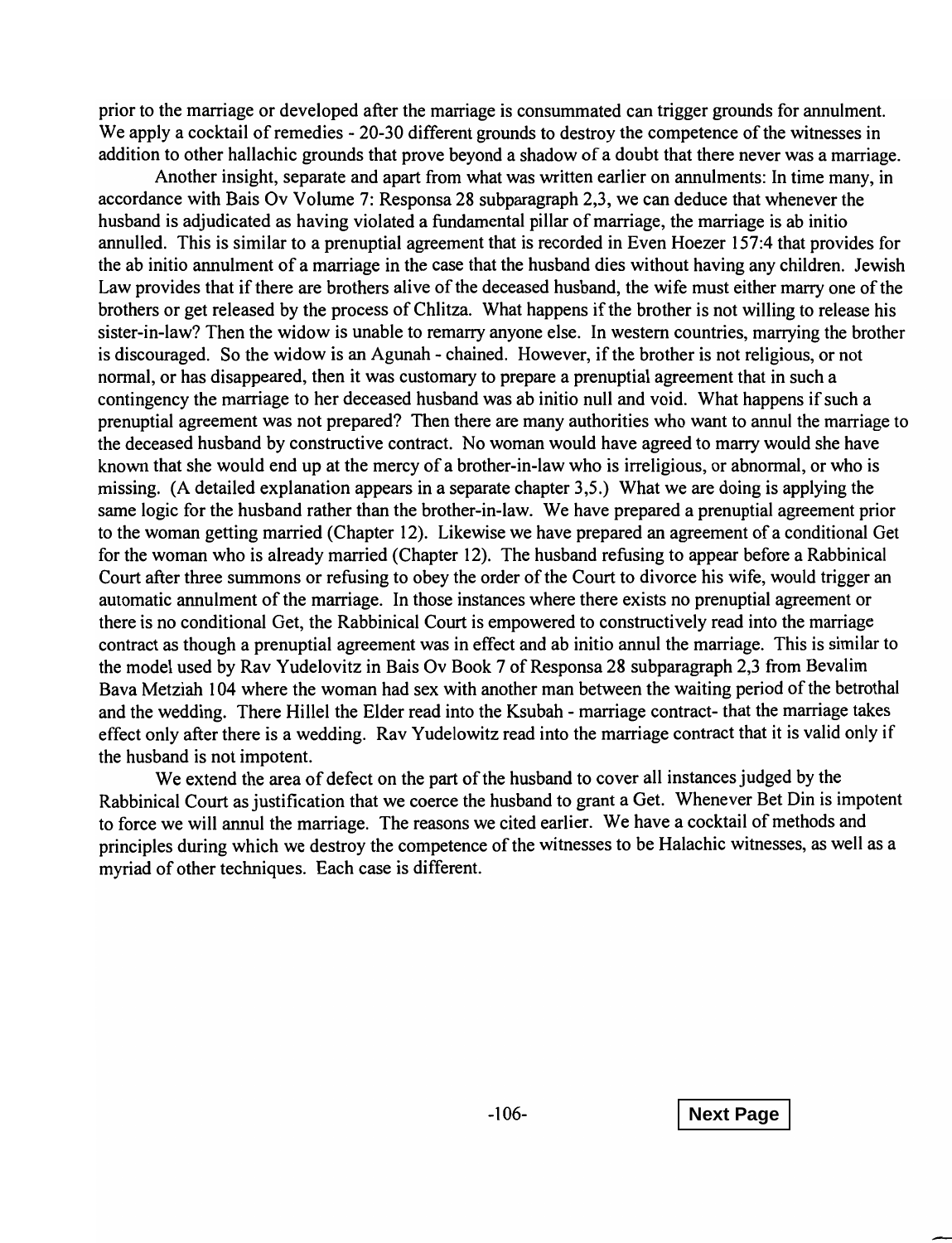prior to the marriage or developed after the marriage is consummated can trigger grounds for annulment. We apply a cocktail of remedies - 20-30 different grounds to destroy the competence of the witnesses in addition to other hallachic grounds that prove beyond a shadow of a doubt that there never was a marriage.

Another insight, separate and apart from what was written earlier on annulments: In time many, in accordance with Bais Ov Volume 7: Responsa 28 subparagraph 2,3, we can deduce that whenever the husband is adjudicated as having violated a fundamental pillar of marriage, the marriage is ab initio annulled. This is similar to a prenuptial agreement that is recorded in Even Hoezer 157:4 that provides for the ab initio annulment of a marriage in the case that the husband dies without having any children. Jewish Law provides that if there are brothers alive of the deceased husband, the wife must either marry one of the brothers or get released by the process of Chlitza. What happens if the brother is not willing to release his sister-in-law? Then the widow is unable to remarry anyone else. In western countries, marrying the brother is discouraged. So the widow is an Agunah - chained. However, if the brother is not religious, or not normal, or has disappeared, then it was customary to prepare a prenuptial agreement that in such a contingency the marriage to her deceased husband was ab initio null and void. What happens if such a prenuptial agreement was not prepared? Then there are many authorities who want to annul the marriage to the deceased husband by constructive contract. No woman would have agreed to marry would she have known that she would end up at the mercy of a brother-in-law who is irreligious, or abnormal, or who is missing. (A detailed explanation appears in a separate chapter 3,5.) What we are doing is applying the same logic for the husband rather than the brother-in-law. We have prepared a prenuptial agreement prior to the woman getting married (Chapter 12). Likewise we have prepared an agreement of a conditional Get for the woman who is already married (Chapter 12). The husband refusing to appear before a Rabbinical Court after three summons or refusing to obey the order of the Court to divorce his wife, would trigger an automatic annulment of the marriage. In those instances where there exists no prenuptial agreement or there is no conditional Get, the Rabbinical Court is empowered to constructively read into the marriage contract as though a prenuptial agreement was in effect and ab initio annul the marriage. This is similar to the model used by Rav Yudelovitz in Bais Ov Book 7 of Responsa 28 subparagraph 2,3 from Bevalim Bava Metziah 104 where the woman had sex with another man between the waiting period of the betrothal and the wedding. There Hillel the Elder read into the Ksubah - marriage contract- that the marriage takes effect only after there is a wedding. Rav Yudelowitz read into the marriage contract that it is valid only if the husband is not impotent.

We extend the area of defect on the part of the husband to cover all instances judged by the Rabbinical Court as justification that we coerce the husband to grant a Get. Whenever Bet Din is impotent to force we will annul the marriage. The reasons we cited earlier. We have a cocktail of methods and principles during which we destroy the competence of the witnesses to be Halachic witnesses, as well as a myriad of other techniques. Each case is different.

Next Page